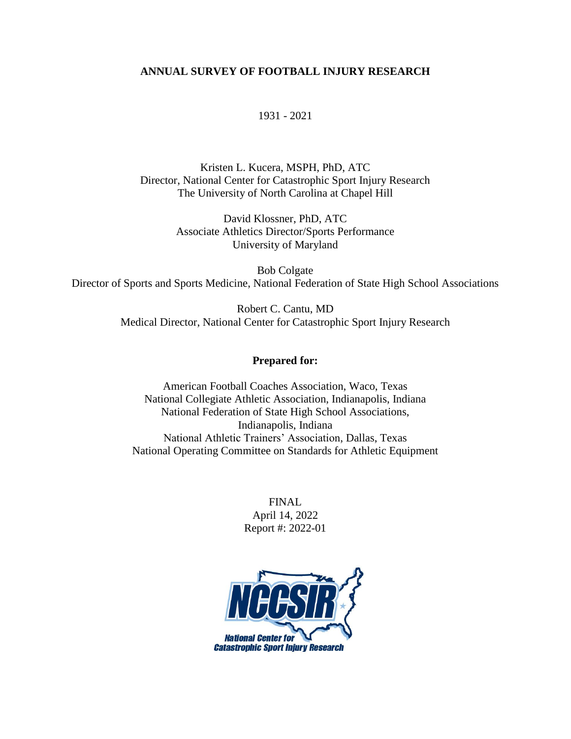# ANNUAL SURVEY OF FOOTBALL INJURY RESEARCH

1931 - 2021

Kristen L. Kucera, MSPH, PhD, ATC
Director, National Center for Catastrophic Sport Injury Research
The University of North Carolina at Chapel Hill

David Klossner, PhD, ATC
Associate Athletics Director/Sports Performance
University of Maryland

Bob Colgate
Director of Sports and Sports Medicine, National Federation of State High School Associations

Robert C. Cantu, MD
Medical Director, National Center for Catastrophic Sport Injury Research

**Prepared for:**

American Football Coaches Association, Waco, Texas
National Collegiate Athletic Association, Indianapolis, Indiana
National Federation of State High School Associations, Indianapolis, Indiana
National Athletic Trainers' Association, Dallas, Texas
National Operating Committee on Standards for Athletic Equipment

FINAL
April 14, 2022
Report #: 2022-01

NCCSIR
National Center for Catastrophic Sport Injury Research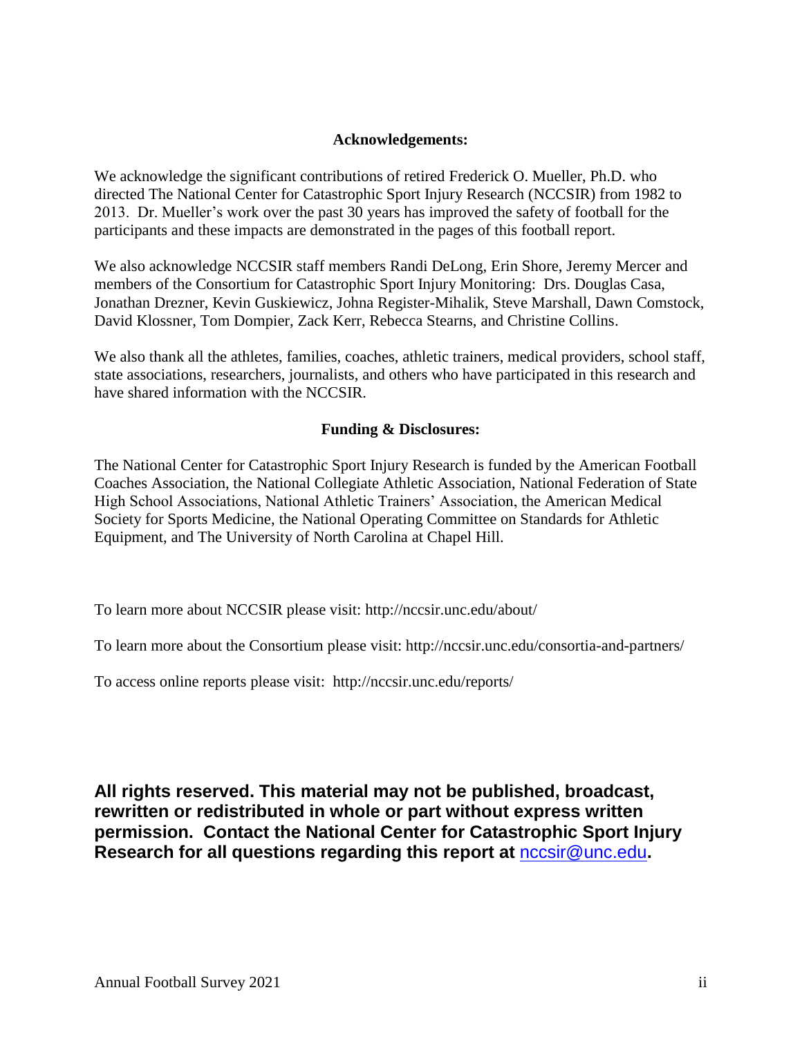**Acknowledgements:**

We acknowledge the significant contributions of retired Frederick O. Mueller, Ph.D. who directed The National Center for Catastrophic Sport Injury Research (NCCSIR) from 1982 to 2013. Dr. Mueller's work over the past 30 years has improved the safety of football for the participants and these impacts are demonstrated in the pages of this football report.

We also acknowledge NCCSIR staff members Randi DeLong, Erin Shore, Jeremy Mercer and members of the Consortium for Catastrophic Sport Injury Monitoring: Drs. Douglas Casa, Jonathan Drezner, Kevin Guskiewicz, Johna Register-Mihalik, Steve Marshall, Dawn Comstock, David Klossner, Tom Dompier, Zack Kerr, Rebecca Stearns, and Christine Collins.

We also thank all the athletes, families, coaches, athletic trainers, medical providers, school staff, state associations, researchers, journalists, and others who have participated in this research and have shared information with the NCCSIR.

**Funding & Disclosures:**

The National Center for Catastrophic Sport Injury Research is funded by the American Football Coaches Association, the National Collegiate Athletic Association, National Federation of State High School Associations, National Athletic Trainers' Association, the American Medical Society for Sports Medicine, the National Operating Committee on Standards for Athletic Equipment, and The University of North Carolina at Chapel Hill.

To learn more about NCCSIR please visit: http://nccsir.unc.edu/about/

To learn more about the Consortium please visit: http://nccsir.unc.edu/consortia-and-partners/

To access online reports please visit: http://nccsir.unc.edu/reports/

**All rights reserved. This material may not be published, broadcast, rewritten or redistributed in whole or part without express written permission. Contact the National Center for Catastrophic Sport Injury Research for all questions regarding this report at nccsir@unc.edu.**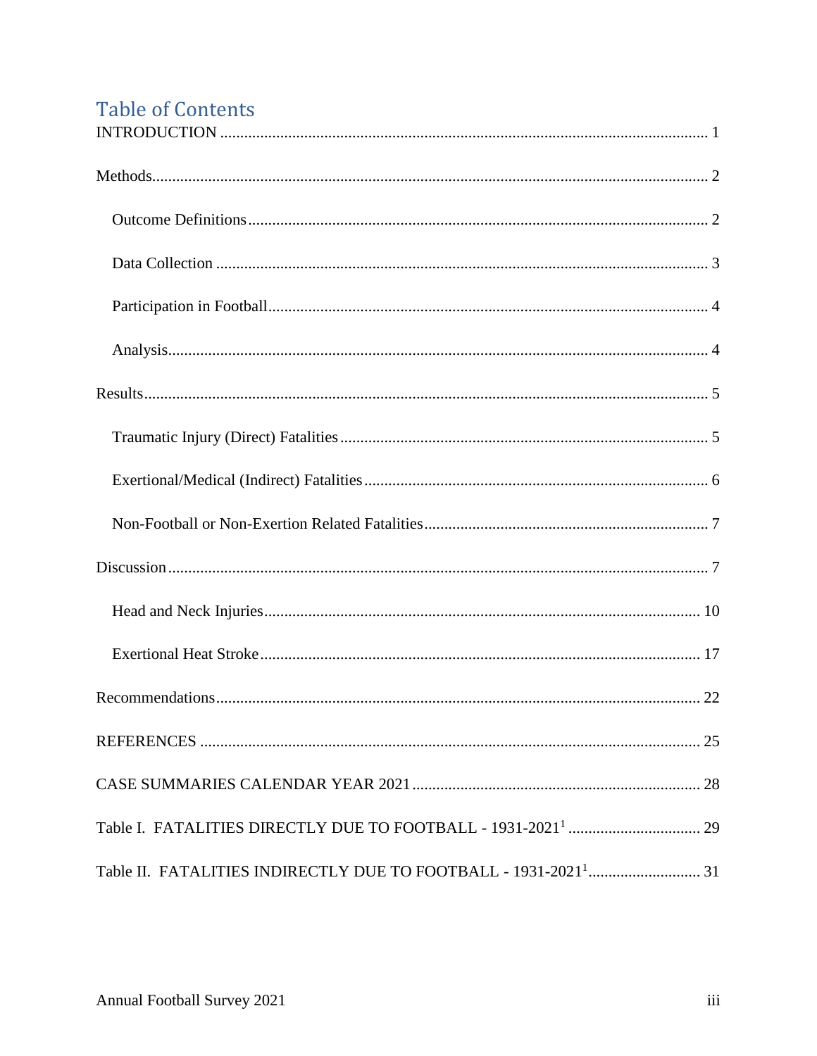## Table of Contents

INTRODUCTION ........................................................................................................................ 1

Methods........................................................................................................................................ 2

- Outcome Definitions ................................................................................................................. 2
- Data Collection ......................................................................................................................... 3
- Participation in Football............................................................................................................ 4
- Analysis..................................................................................................................................... 4

Results.......................................................................................................................................... 5

- Traumatic Injury (Direct) Fatalities .......................................................................................... 5
- Exertional/Medical (Indirect) Fatalities .................................................................................... 6
- Non-Football or Non-Exertion Related Fatalities ..................................................................... 7

Discussion ..................................................................................................................................... 7

- Head and Neck Injuries........................................................................................................... 10
- Exertional Heat Stroke ............................................................................................................ 17

Recommendations....................................................................................................................... 22

REFERENCES ........................................................................................................................... 25

CASE SUMMARIES CALENDAR YEAR 2021 ....................................................................... 28

Table I. FATALITIES DIRECTLY DUE TO FOOTBALL - 1931-2021[1] ................................ 29

Table II. FATALITIES INDIRECTLY DUE TO FOOTBALL - 1931-2021[1] ........................... 31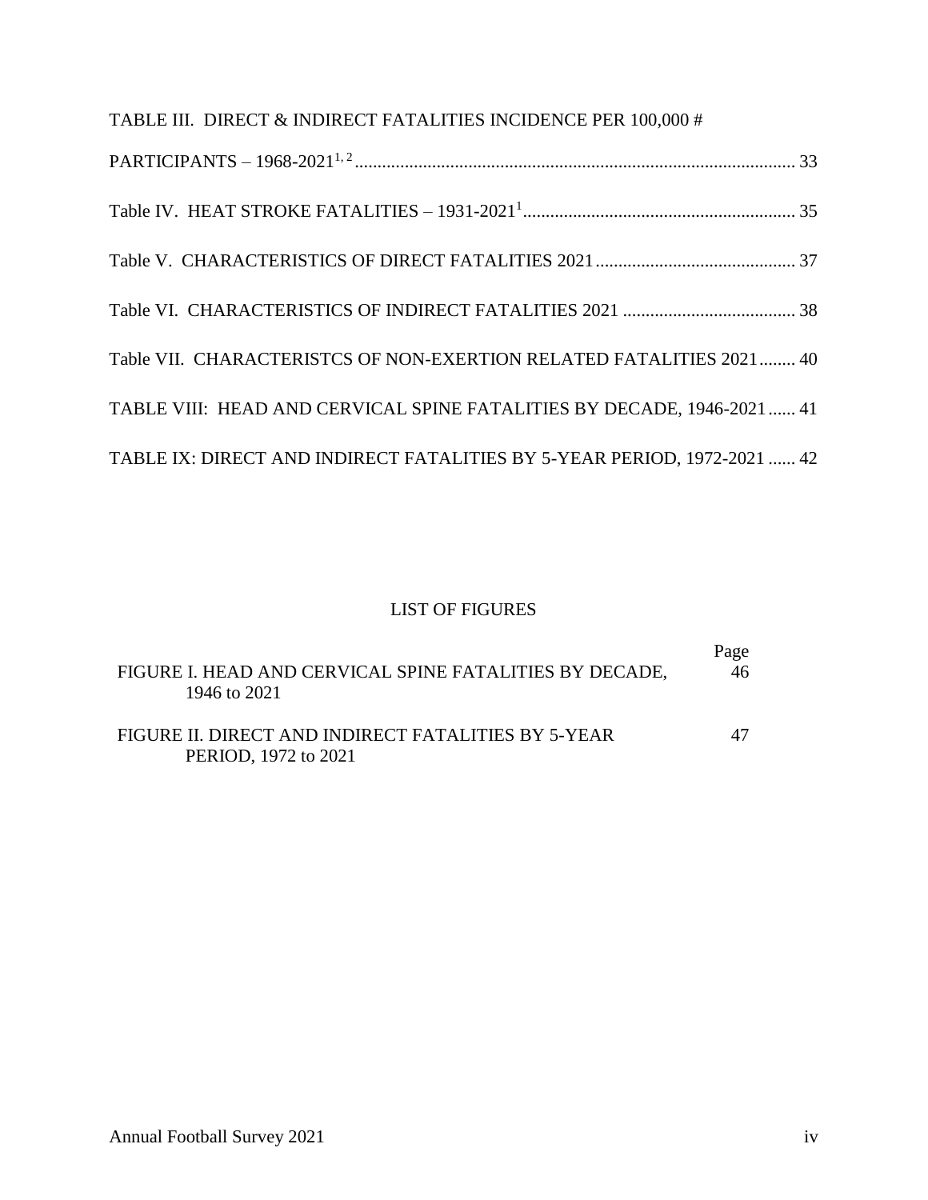TABLE III. DIRECT & INDIRECT FATALITIES INCIDENCE PER 100,000 # PARTICIPANTS – 1968-2021[1, 2] ................................................................................................. 33

Table IV. HEAT STROKE FATALITIES – 1931-2021[1] ............................................................ 35

Table V. CHARACTERISTICS OF DIRECT FATALITIES 2021 ............................................ 37

Table VI. CHARACTERISTICS OF INDIRECT FATALITIES 2021 ...................................... 38

Table VII. CHARACTERISTCS OF NON-EXERTION RELATED FATALITIES 2021 ........ 40

TABLE VIII: HEAD AND CERVICAL SPINE FATALITIES BY DECADE, 1946-2021 ...... 41

TABLE IX: DIRECT AND INDIRECT FATALITIES BY 5-YEAR PERIOD, 1972-2021 ...... 42

## LIST OF FIGURES

| | Page |
|---|---|
| FIGURE I. HEAD AND CERVICAL SPINE FATALITIES BY DECADE, 1946 to 2021 | 46 |
| FIGURE II. DIRECT AND INDIRECT FATALITIES BY 5-YEAR PERIOD, 1972 to 2021 | 47 |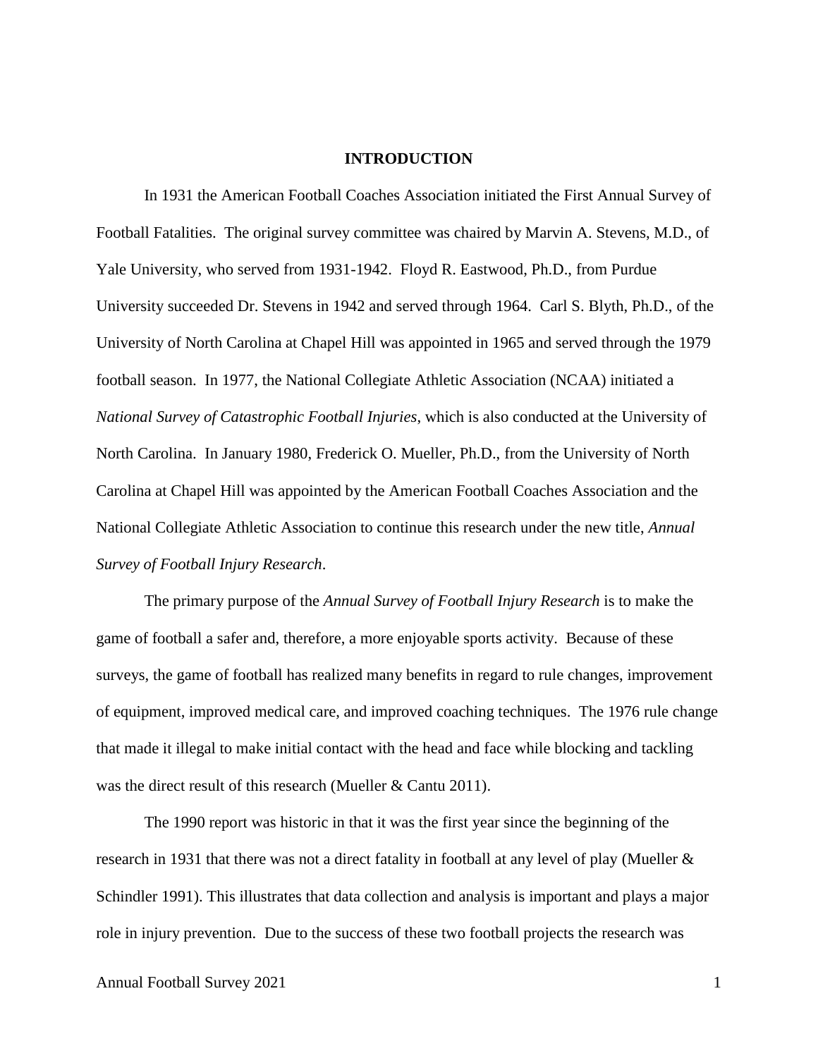# INTRODUCTION

In 1931 the American Football Coaches Association initiated the First Annual Survey of Football Fatalities. The original survey committee was chaired by Marvin A. Stevens, M.D., of Yale University, who served from 1931-1942. Floyd R. Eastwood, Ph.D., from Purdue University succeeded Dr. Stevens in 1942 and served through 1964. Carl S. Blyth, Ph.D., of the University of North Carolina at Chapel Hill was appointed in 1965 and served through the 1979 football season. In 1977, the National Collegiate Athletic Association (NCAA) initiated a *National Survey of Catastrophic Football Injuries*, which is also conducted at the University of North Carolina. In January 1980, Frederick O. Mueller, Ph.D., from the University of North Carolina at Chapel Hill was appointed by the American Football Coaches Association and the National Collegiate Athletic Association to continue this research under the new title, *Annual Survey of Football Injury Research*.

The primary purpose of the *Annual Survey of Football Injury Research* is to make the game of football a safer and, therefore, a more enjoyable sports activity. Because of these surveys, the game of football has realized many benefits in regard to rule changes, improvement of equipment, improved medical care, and improved coaching techniques. The 1976 rule change that made it illegal to make initial contact with the head and face while blocking and tackling was the direct result of this research (Mueller & Cantu 2011).

The 1990 report was historic in that it was the first year since the beginning of the research in 1931 that there was not a direct fatality in football at any level of play (Mueller & Schindler 1991). This illustrates that data collection and analysis is important and plays a major role in injury prevention. Due to the success of these two football projects the research was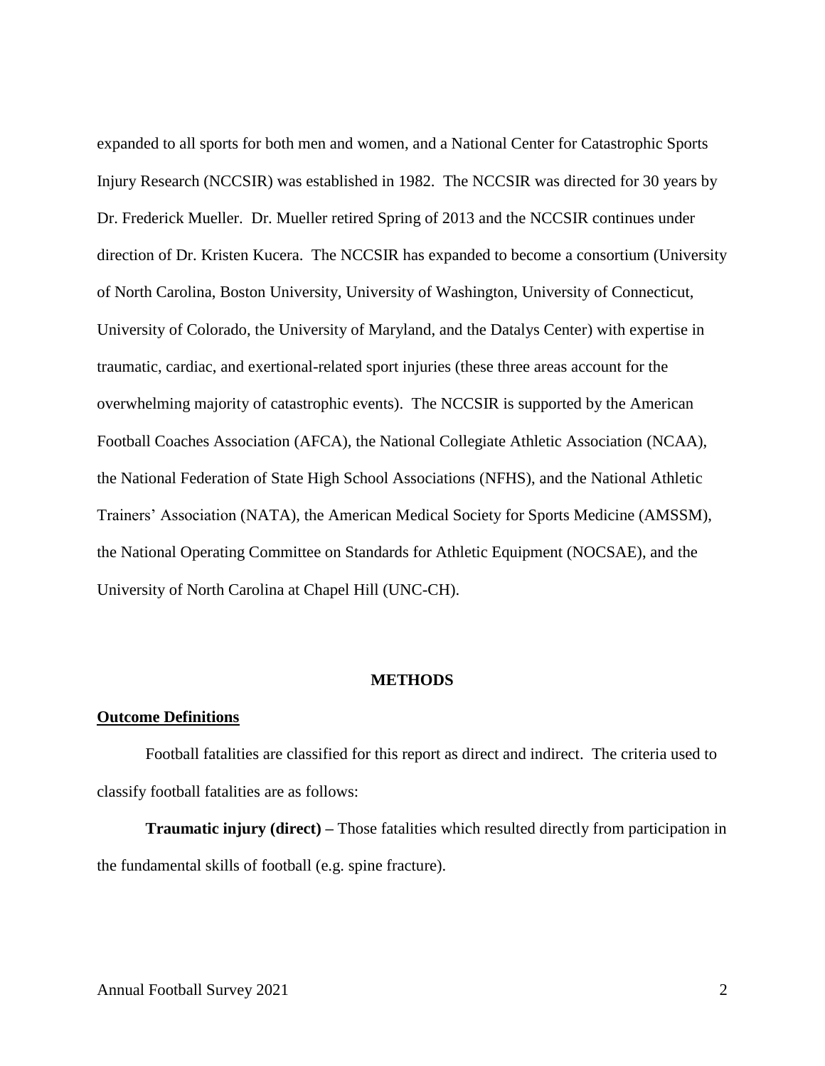expanded to all sports for both men and women, and a National Center for Catastrophic Sports Injury Research (NCCSIR) was established in 1982. The NCCSIR was directed for 30 years by Dr. Frederick Mueller. Dr. Mueller retired Spring of 2013 and the NCCSIR continues under direction of Dr. Kristen Kucera. The NCCSIR has expanded to become a consortium (University of North Carolina, Boston University, University of Washington, University of Connecticut, University of Colorado, the University of Maryland, and the Datalys Center) with expertise in traumatic, cardiac, and exertional-related sport injuries (these three areas account for the overwhelming majority of catastrophic events). The NCCSIR is supported by the American Football Coaches Association (AFCA), the National Collegiate Athletic Association (NCAA), the National Federation of State High School Associations (NFHS), and the National Athletic Trainers' Association (NATA), the American Medical Society for Sports Medicine (AMSSM), the National Operating Committee on Standards for Athletic Equipment (NOCSAE), and the University of North Carolina at Chapel Hill (UNC-CH).

## METHODS

### Outcome Definitions

Football fatalities are classified for this report as direct and indirect. The criteria used to classify football fatalities are as follows:

**Traumatic injury (direct) –** Those fatalities which resulted directly from participation in the fundamental skills of football (e.g. spine fracture).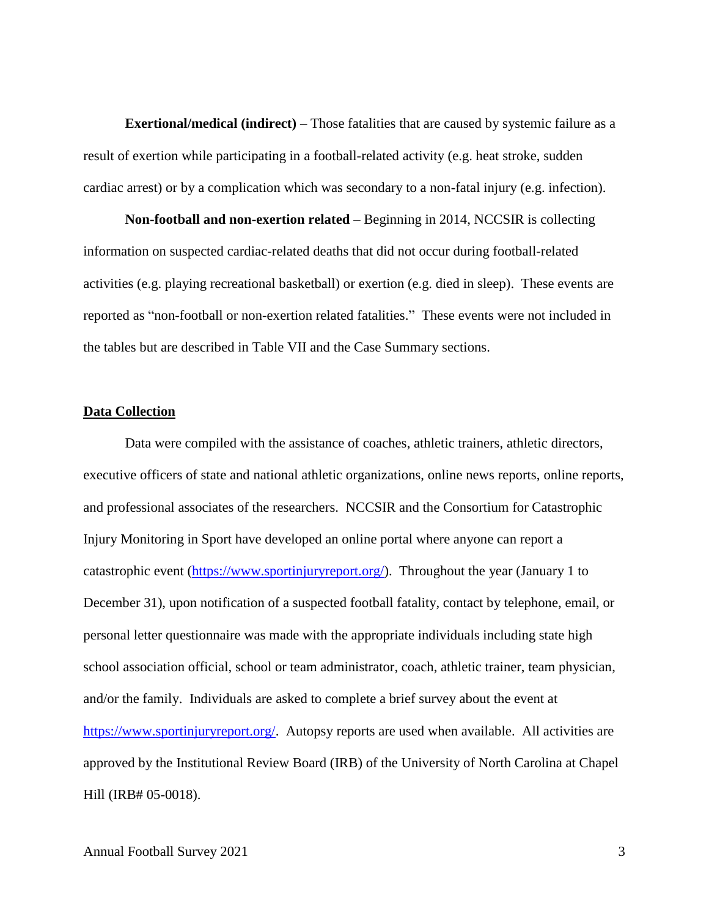**Exertional/medical (indirect)** – Those fatalities that are caused by systemic failure as a result of exertion while participating in a football-related activity (e.g. heat stroke, sudden cardiac arrest) or by a complication which was secondary to a non-fatal injury (e.g. infection).

**Non-football and non-exertion related** – Beginning in 2014, NCCSIR is collecting information on suspected cardiac-related deaths that did not occur during football-related activities (e.g. playing recreational basketball) or exertion (e.g. died in sleep). These events are reported as "non-football or non-exertion related fatalities." These events were not included in the tables but are described in Table VII and the Case Summary sections.

## Data Collection

Data were compiled with the assistance of coaches, athletic trainers, athletic directors, executive officers of state and national athletic organizations, online news reports, online reports, and professional associates of the researchers. NCCSIR and the Consortium for Catastrophic Injury Monitoring in Sport have developed an online portal where anyone can report a catastrophic event (https://www.sportinjuryreport.org/). Throughout the year (January 1 to December 31), upon notification of a suspected football fatality, contact by telephone, email, or personal letter questionnaire was made with the appropriate individuals including state high school association official, school or team administrator, coach, athletic trainer, team physician, and/or the family. Individuals are asked to complete a brief survey about the event at https://www.sportinjuryreport.org/. Autopsy reports are used when available. All activities are approved by the Institutional Review Board (IRB) of the University of North Carolina at Chapel Hill (IRB# 05-0018).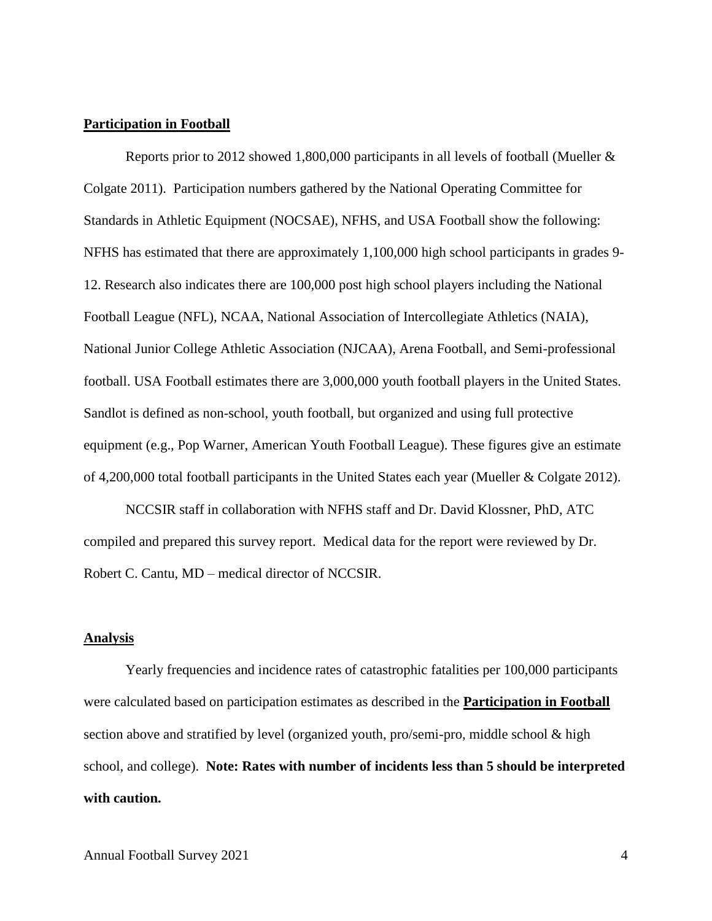## Participation in Football

Reports prior to 2012 showed 1,800,000 participants in all levels of football (Mueller & Colgate 2011). Participation numbers gathered by the National Operating Committee for Standards in Athletic Equipment (NOCSAE), NFHS, and USA Football show the following: NFHS has estimated that there are approximately 1,100,000 high school participants in grades 9-12. Research also indicates there are 100,000 post high school players including the National Football League (NFL), NCAA, National Association of Intercollegiate Athletics (NAIA), National Junior College Athletic Association (NJCAA), Arena Football, and Semi-professional football. USA Football estimates there are 3,000,000 youth football players in the United States. Sandlot is defined as non-school, youth football, but organized and using full protective equipment (e.g., Pop Warner, American Youth Football League). These figures give an estimate of 4,200,000 total football participants in the United States each year (Mueller & Colgate 2012).

NCCSIR staff in collaboration with NFHS staff and Dr. David Klossner, PhD, ATC compiled and prepared this survey report. Medical data for the report were reviewed by Dr. Robert C. Cantu, MD – medical director of NCCSIR.

## Analysis

Yearly frequencies and incidence rates of catastrophic fatalities per 100,000 participants were calculated based on participation estimates as described in the **Participation in Football** section above and stratified by level (organized youth, pro/semi-pro, middle school & high school, and college). **Note: Rates with number of incidents less than 5 should be interpreted with caution.**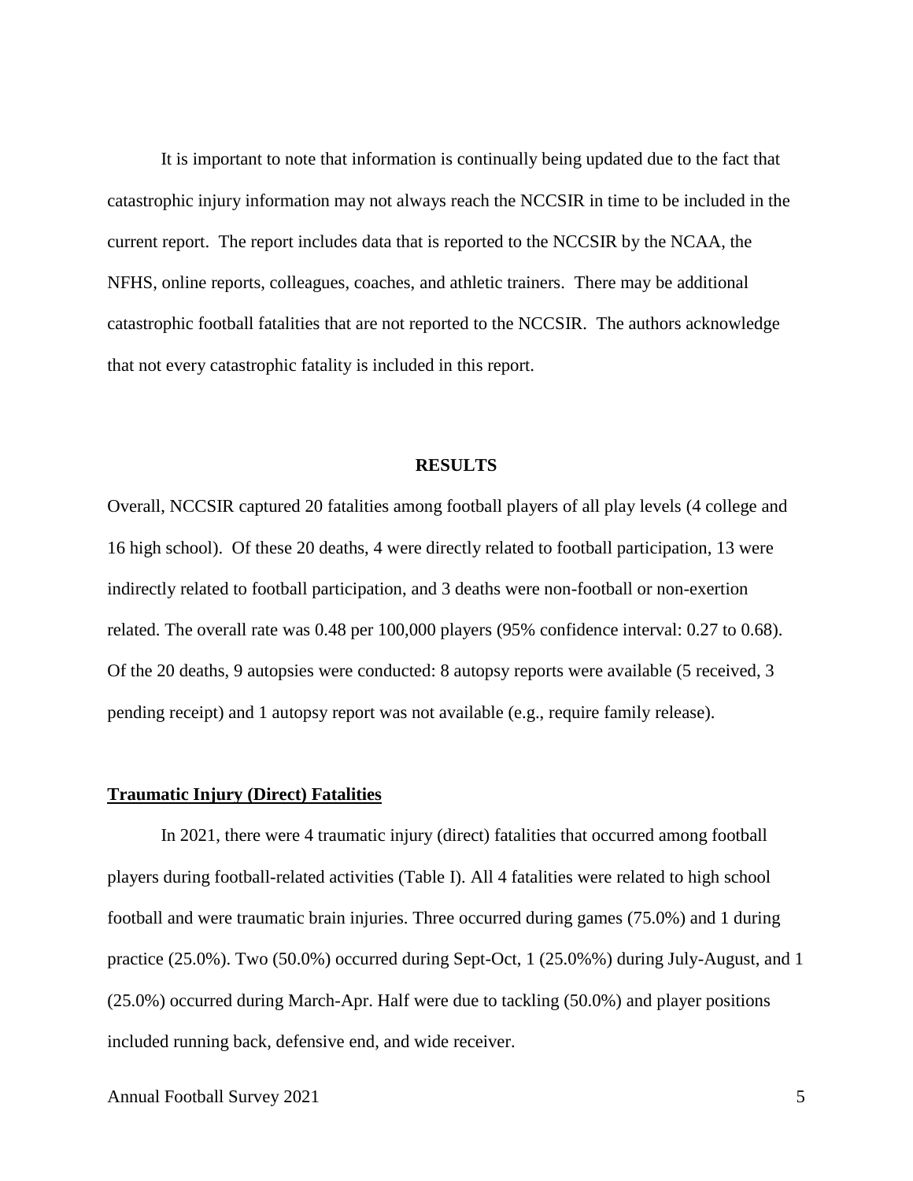It is important to note that information is continually being updated due to the fact that catastrophic injury information may not always reach the NCCSIR in time to be included in the current report. The report includes data that is reported to the NCCSIR by the NCAA, the NFHS, online reports, colleagues, coaches, and athletic trainers. There may be additional catastrophic football fatalities that are not reported to the NCCSIR. The authors acknowledge that not every catastrophic fatality is included in this report.

## RESULTS

Overall, NCCSIR captured 20 fatalities among football players of all play levels (4 college and 16 high school). Of these 20 deaths, 4 were directly related to football participation, 13 were indirectly related to football participation, and 3 deaths were non-football or non-exertion related. The overall rate was 0.48 per 100,000 players (95% confidence interval: 0.27 to 0.68). Of the 20 deaths, 9 autopsies were conducted: 8 autopsy reports were available (5 received, 3 pending receipt) and 1 autopsy report was not available (e.g., require family release).

### Traumatic Injury (Direct) Fatalities

In 2021, there were 4 traumatic injury (direct) fatalities that occurred among football players during football-related activities (Table I). All 4 fatalities were related to high school football and were traumatic brain injuries. Three occurred during games (75.0%) and 1 during practice (25.0%). Two (50.0%) occurred during Sept-Oct, 1 (25.0%%) during July-August, and 1 (25.0%) occurred during March-Apr. Half were due to tackling (50.0%) and player positions included running back, defensive end, and wide receiver.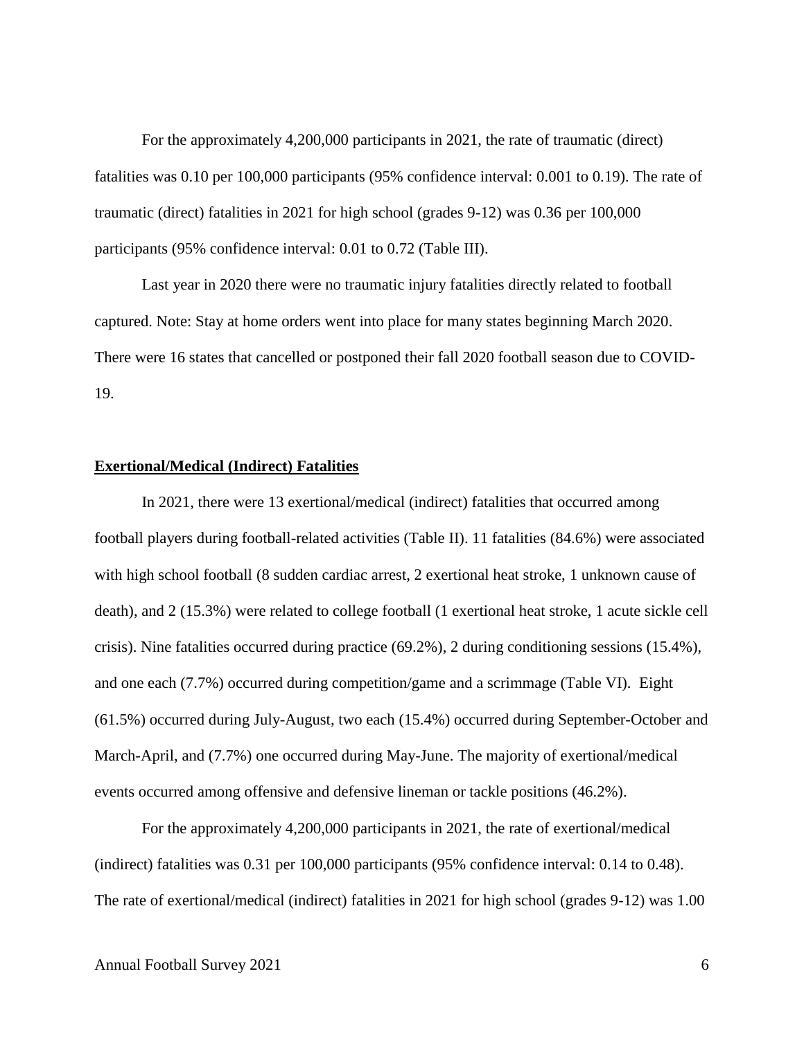For the approximately 4,200,000 participants in 2021, the rate of traumatic (direct) fatalities was 0.10 per 100,000 participants (95% confidence interval: 0.001 to 0.19). The rate of traumatic (direct) fatalities in 2021 for high school (grades 9-12) was 0.36 per 100,000 participants (95% confidence interval: 0.01 to 0.72 (Table III).

Last year in 2020 there were no traumatic injury fatalities directly related to football captured. Note: Stay at home orders went into place for many states beginning March 2020. There were 16 states that cancelled or postponed their fall 2020 football season due to COVID-19.

**Exertional/Medical (Indirect) Fatalities**

In 2021, there were 13 exertional/medical (indirect) fatalities that occurred among football players during football-related activities (Table II). 11 fatalities (84.6%) were associated with high school football (8 sudden cardiac arrest, 2 exertional heat stroke, 1 unknown cause of death), and 2 (15.3%) were related to college football (1 exertional heat stroke, 1 acute sickle cell crisis). Nine fatalities occurred during practice (69.2%), 2 during conditioning sessions (15.4%), and one each (7.7%) occurred during competition/game and a scrimmage (Table VI). Eight (61.5%) occurred during July-August, two each (15.4%) occurred during September-October and March-April, and (7.7%) one occurred during May-June. The majority of exertional/medical events occurred among offensive and defensive lineman or tackle positions (46.2%).

For the approximately 4,200,000 participants in 2021, the rate of exertional/medical (indirect) fatalities was 0.31 per 100,000 participants (95% confidence interval: 0.14 to 0.48). The rate of exertional/medical (indirect) fatalities in 2021 for high school (grades 9-12) was 1.00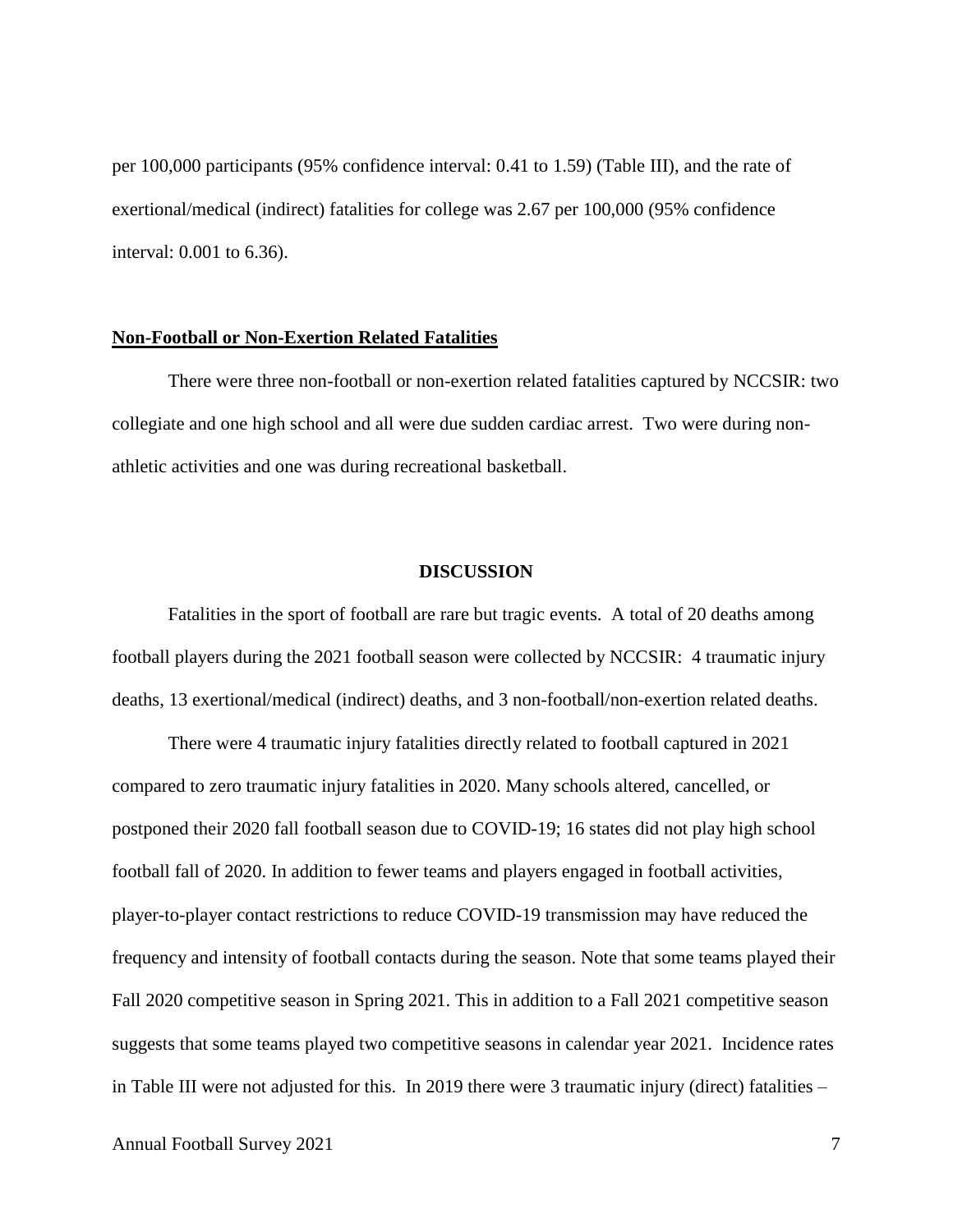per 100,000 participants (95% confidence interval: 0.41 to 1.59) (Table III), and the rate of exertional/medical (indirect) fatalities for college was 2.67 per 100,000 (95% confidence interval: 0.001 to 6.36).

## Non-Football or Non-Exertion Related Fatalities

There were three non-football or non-exertion related fatalities captured by NCCSIR: two collegiate and one high school and all were due sudden cardiac arrest. Two were during non-athletic activities and one was during recreational basketball.

## DISCUSSION

Fatalities in the sport of football are rare but tragic events. A total of 20 deaths among football players during the 2021 football season were collected by NCCSIR: 4 traumatic injury deaths, 13 exertional/medical (indirect) deaths, and 3 non-football/non-exertion related deaths.

There were 4 traumatic injury fatalities directly related to football captured in 2021 compared to zero traumatic injury fatalities in 2020. Many schools altered, cancelled, or postponed their 2020 fall football season due to COVID-19; 16 states did not play high school football fall of 2020. In addition to fewer teams and players engaged in football activities, player-to-player contact restrictions to reduce COVID-19 transmission may have reduced the frequency and intensity of football contacts during the season. Note that some teams played their Fall 2020 competitive season in Spring 2021. This in addition to a Fall 2021 competitive season suggests that some teams played two competitive seasons in calendar year 2021. Incidence rates in Table III were not adjusted for this. In 2019 there were 3 traumatic injury (direct) fatalities –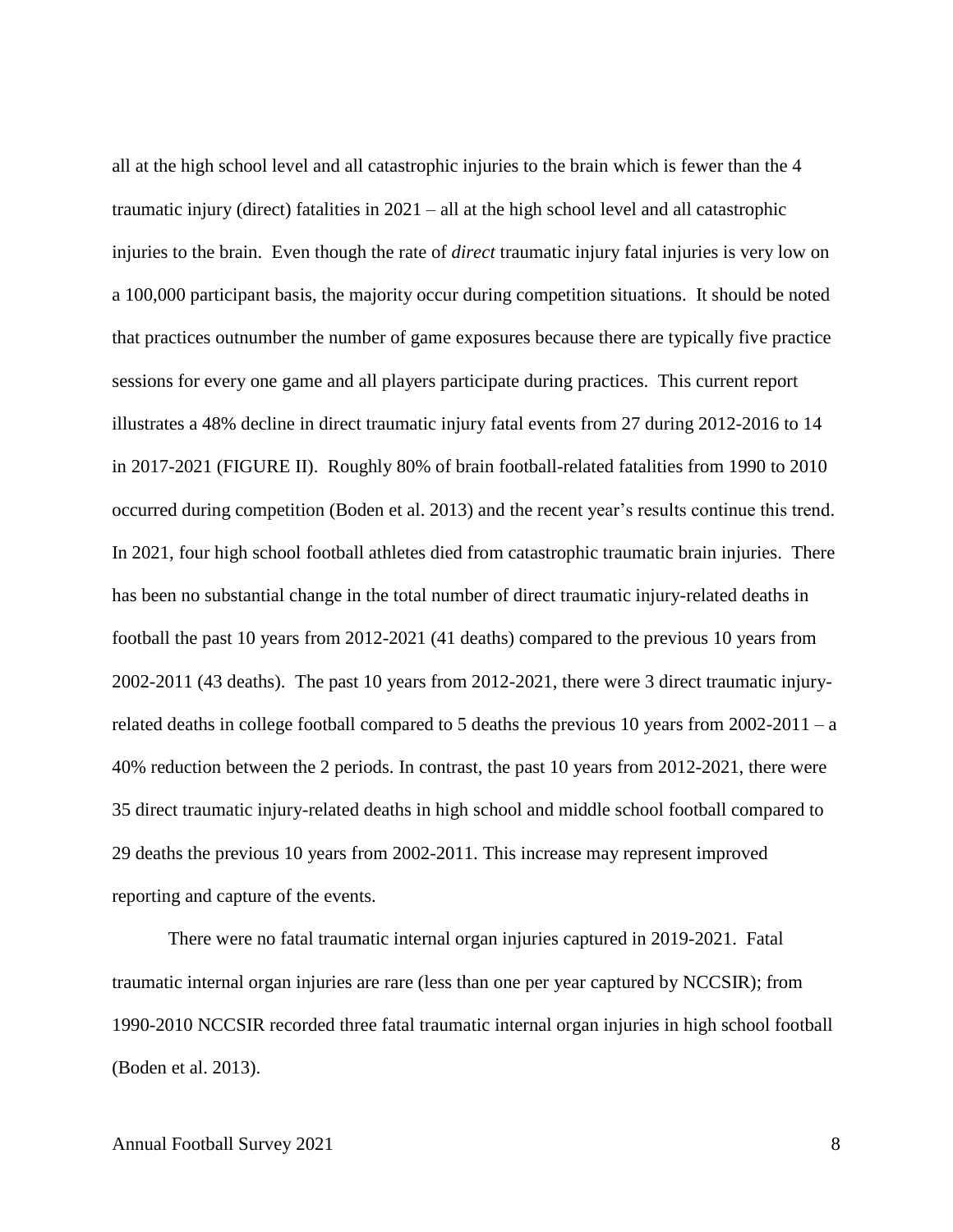all at the high school level and all catastrophic injuries to the brain which is fewer than the 4 traumatic injury (direct) fatalities in 2021 – all at the high school level and all catastrophic injuries to the brain. Even though the rate of *direct* traumatic injury fatal injuries is very low on a 100,000 participant basis, the majority occur during competition situations. It should be noted that practices outnumber the number of game exposures because there are typically five practice sessions for every one game and all players participate during practices. This current report illustrates a 48% decline in direct traumatic injury fatal events from 27 during 2012-2016 to 14 in 2017-2021 (FIGURE II). Roughly 80% of brain football-related fatalities from 1990 to 2010 occurred during competition (Boden et al. 2013) and the recent year's results continue this trend. In 2021, four high school football athletes died from catastrophic traumatic brain injuries. There has been no substantial change in the total number of direct traumatic injury-related deaths in football the past 10 years from 2012-2021 (41 deaths) compared to the previous 10 years from 2002-2011 (43 deaths). The past 10 years from 2012-2021, there were 3 direct traumatic injury-related deaths in college football compared to 5 deaths the previous 10 years from 2002-2011 – a 40% reduction between the 2 periods. In contrast, the past 10 years from 2012-2021, there were 35 direct traumatic injury-related deaths in high school and middle school football compared to 29 deaths the previous 10 years from 2002-2011. This increase may represent improved reporting and capture of the events.

There were no fatal traumatic internal organ injuries captured in 2019-2021. Fatal traumatic internal organ injuries are rare (less than one per year captured by NCCSIR); from 1990-2010 NCCSIR recorded three fatal traumatic internal organ injuries in high school football (Boden et al. 2013).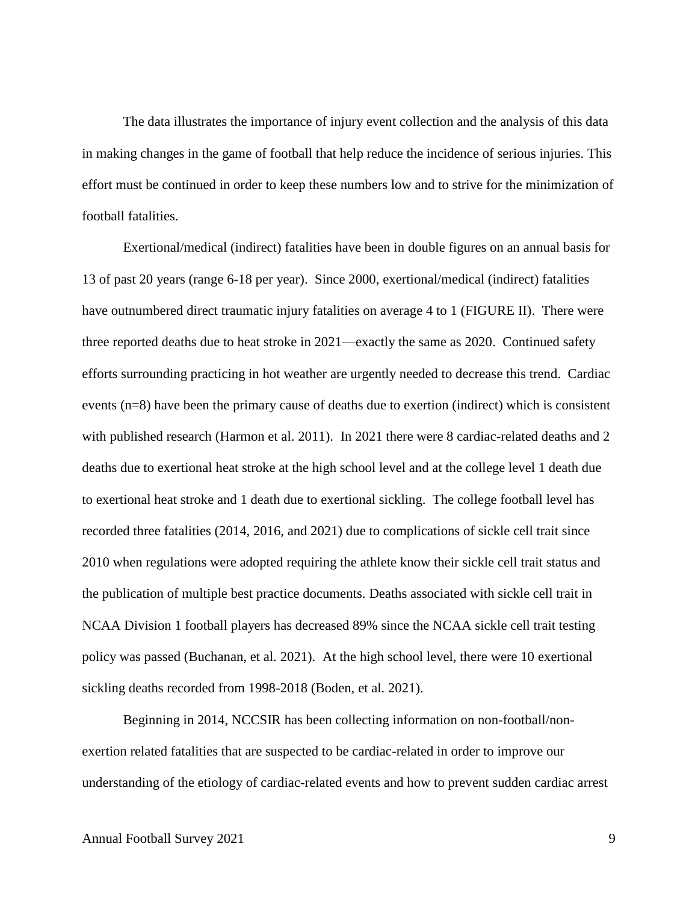The data illustrates the importance of injury event collection and the analysis of this data in making changes in the game of football that help reduce the incidence of serious injuries. This effort must be continued in order to keep these numbers low and to strive for the minimization of football fatalities.

Exertional/medical (indirect) fatalities have been in double figures on an annual basis for 13 of past 20 years (range 6-18 per year). Since 2000, exertional/medical (indirect) fatalities have outnumbered direct traumatic injury fatalities on average 4 to 1 (FIGURE II). There were three reported deaths due to heat stroke in 2021—exactly the same as 2020. Continued safety efforts surrounding practicing in hot weather are urgently needed to decrease this trend. Cardiac events (n=8) have been the primary cause of deaths due to exertion (indirect) which is consistent with published research (Harmon et al. 2011). In 2021 there were 8 cardiac-related deaths and 2 deaths due to exertional heat stroke at the high school level and at the college level 1 death due to exertional heat stroke and 1 death due to exertional sickling. The college football level has recorded three fatalities (2014, 2016, and 2021) due to complications of sickle cell trait since 2010 when regulations were adopted requiring the athlete know their sickle cell trait status and the publication of multiple best practice documents. Deaths associated with sickle cell trait in NCAA Division 1 football players has decreased 89% since the NCAA sickle cell trait testing policy was passed (Buchanan, et al. 2021). At the high school level, there were 10 exertional sickling deaths recorded from 1998-2018 (Boden, et al. 2021).

Beginning in 2014, NCCSIR has been collecting information on non-football/non-exertion related fatalities that are suspected to be cardiac-related in order to improve our understanding of the etiology of cardiac-related events and how to prevent sudden cardiac arrest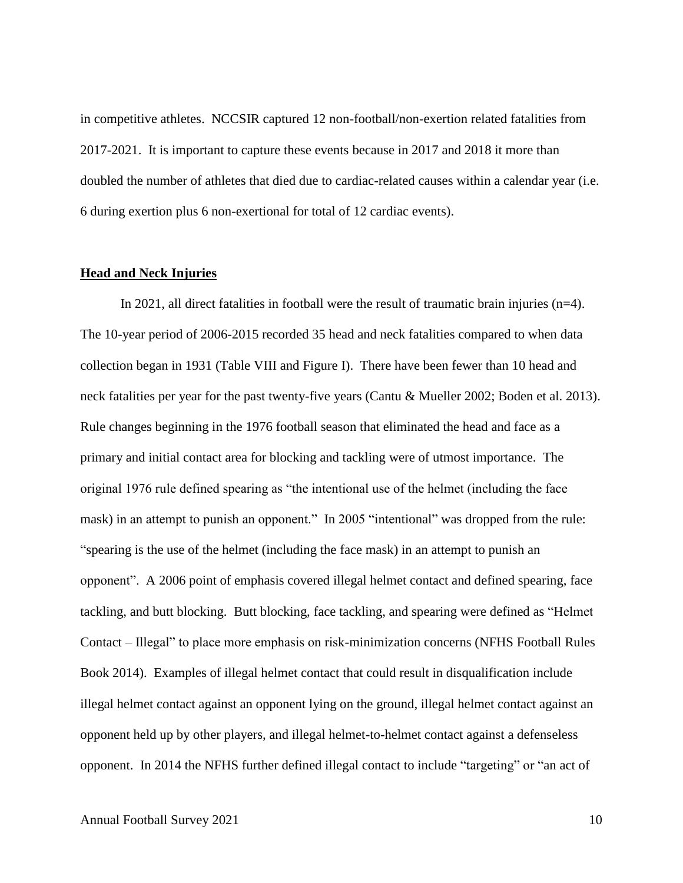in competitive athletes. NCCSIR captured 12 non-football/non-exertion related fatalities from 2017-2021. It is important to capture these events because in 2017 and 2018 it more than doubled the number of athletes that died due to cardiac-related causes within a calendar year (i.e. 6 during exertion plus 6 non-exertional for total of 12 cardiac events).

## Head and Neck Injuries

In 2021, all direct fatalities in football were the result of traumatic brain injuries (n=4). The 10-year period of 2006-2015 recorded 35 head and neck fatalities compared to when data collection began in 1931 (Table VIII and Figure I). There have been fewer than 10 head and neck fatalities per year for the past twenty-five years (Cantu & Mueller 2002; Boden et al. 2013). Rule changes beginning in the 1976 football season that eliminated the head and face as a primary and initial contact area for blocking and tackling were of utmost importance. The original 1976 rule defined spearing as "the intentional use of the helmet (including the face mask) in an attempt to punish an opponent." In 2005 "intentional" was dropped from the rule: "spearing is the use of the helmet (including the face mask) in an attempt to punish an opponent". A 2006 point of emphasis covered illegal helmet contact and defined spearing, face tackling, and butt blocking. Butt blocking, face tackling, and spearing were defined as "Helmet Contact – Illegal" to place more emphasis on risk-minimization concerns (NFHS Football Rules Book 2014). Examples of illegal helmet contact that could result in disqualification include illegal helmet contact against an opponent lying on the ground, illegal helmet contact against an opponent held up by other players, and illegal helmet-to-helmet contact against a defenseless opponent. In 2014 the NFHS further defined illegal contact to include "targeting" or "an act of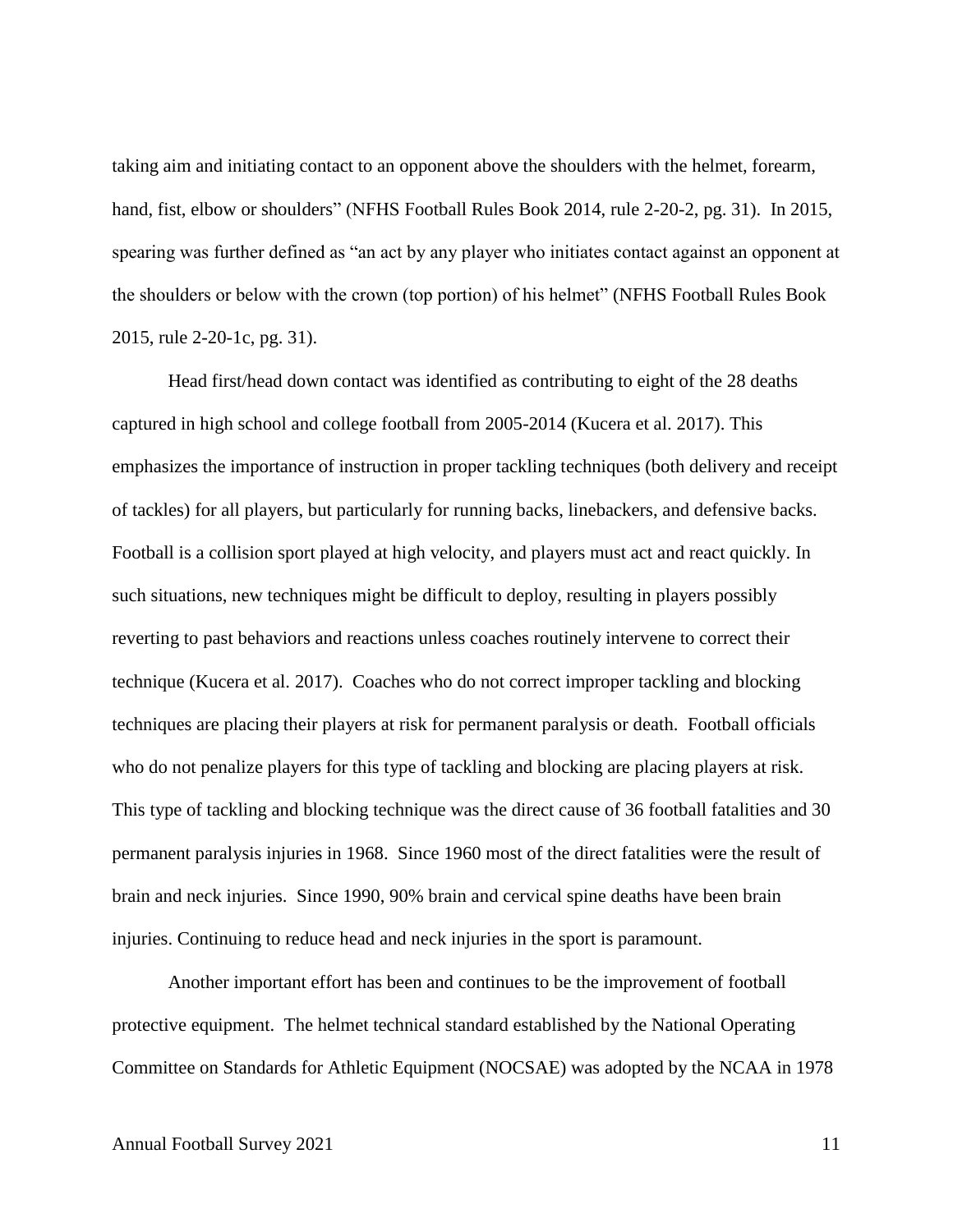taking aim and initiating contact to an opponent above the shoulders with the helmet, forearm, hand, fist, elbow or shoulders" (NFHS Football Rules Book 2014, rule 2-20-2, pg. 31). In 2015, spearing was further defined as "an act by any player who initiates contact against an opponent at the shoulders or below with the crown (top portion) of his helmet" (NFHS Football Rules Book 2015, rule 2-20-1c, pg. 31).

Head first/head down contact was identified as contributing to eight of the 28 deaths captured in high school and college football from 2005-2014 (Kucera et al. 2017). This emphasizes the importance of instruction in proper tackling techniques (both delivery and receipt of tackles) for all players, but particularly for running backs, linebackers, and defensive backs. Football is a collision sport played at high velocity, and players must act and react quickly. In such situations, new techniques might be difficult to deploy, resulting in players possibly reverting to past behaviors and reactions unless coaches routinely intervene to correct their technique (Kucera et al. 2017). Coaches who do not correct improper tackling and blocking techniques are placing their players at risk for permanent paralysis or death. Football officials who do not penalize players for this type of tackling and blocking are placing players at risk. This type of tackling and blocking technique was the direct cause of 36 football fatalities and 30 permanent paralysis injuries in 1968. Since 1960 most of the direct fatalities were the result of brain and neck injuries. Since 1990, 90% brain and cervical spine deaths have been brain injuries. Continuing to reduce head and neck injuries in the sport is paramount.

Another important effort has been and continues to be the improvement of football protective equipment. The helmet technical standard established by the National Operating Committee on Standards for Athletic Equipment (NOCSAE) was adopted by the NCAA in 1978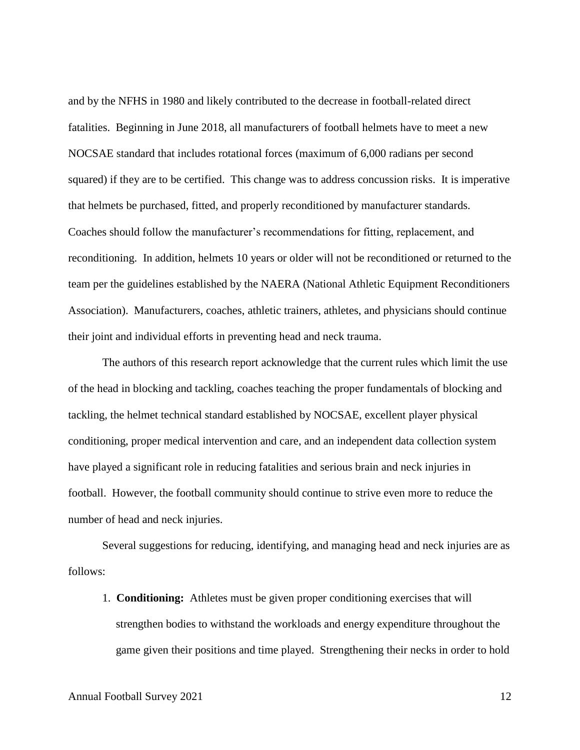and by the NFHS in 1980 and likely contributed to the decrease in football-related direct fatalities. Beginning in June 2018, all manufacturers of football helmets have to meet a new NOCSAE standard that includes rotational forces (maximum of 6,000 radians per second squared) if they are to be certified. This change was to address concussion risks. It is imperative that helmets be purchased, fitted, and properly reconditioned by manufacturer standards. Coaches should follow the manufacturer's recommendations for fitting, replacement, and reconditioning. In addition, helmets 10 years or older will not be reconditioned or returned to the team per the guidelines established by the NAERA (National Athletic Equipment Reconditioners Association). Manufacturers, coaches, athletic trainers, athletes, and physicians should continue their joint and individual efforts in preventing head and neck trauma.

The authors of this research report acknowledge that the current rules which limit the use of the head in blocking and tackling, coaches teaching the proper fundamentals of blocking and tackling, the helmet technical standard established by NOCSAE, excellent player physical conditioning, proper medical intervention and care, and an independent data collection system have played a significant role in reducing fatalities and serious brain and neck injuries in football. However, the football community should continue to strive even more to reduce the number of head and neck injuries.

Several suggestions for reducing, identifying, and managing head and neck injuries are as follows:

1. **Conditioning:** Athletes must be given proper conditioning exercises that will strengthen bodies to withstand the workloads and energy expenditure throughout the game given their positions and time played. Strengthening their necks in order to hold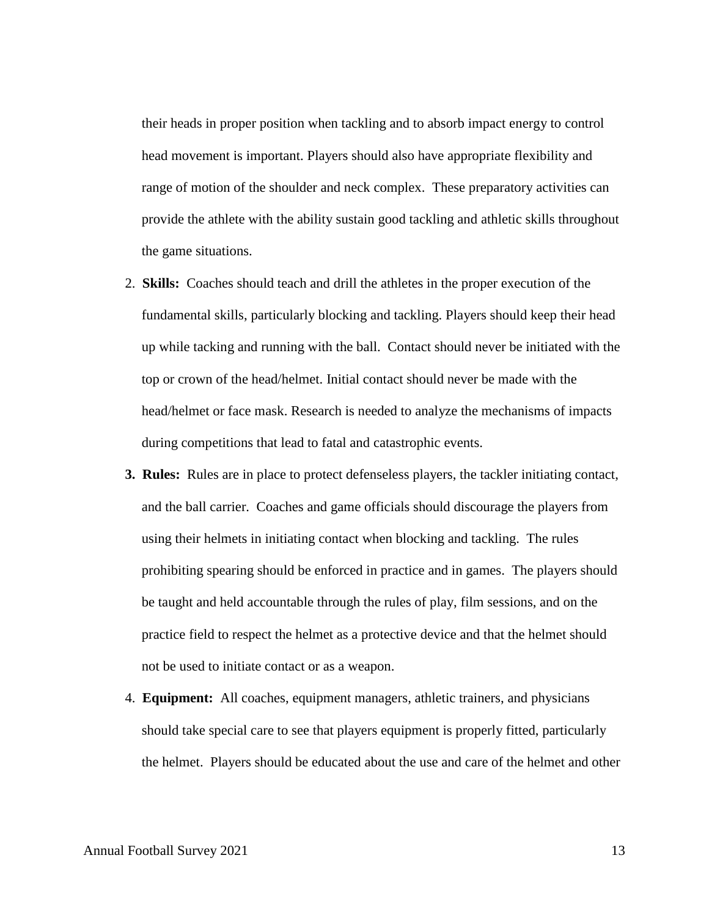their heads in proper position when tackling and to absorb impact energy to control head movement is important. Players should also have appropriate flexibility and range of motion of the shoulder and neck complex. These preparatory activities can provide the athlete with the ability sustain good tackling and athletic skills throughout the game situations.

2. **Skills:** Coaches should teach and drill the athletes in the proper execution of the fundamental skills, particularly blocking and tackling. Players should keep their head up while tacking and running with the ball. Contact should never be initiated with the top or crown of the head/helmet. Initial contact should never be made with the head/helmet or face mask. Research is needed to analyze the mechanisms of impacts during competitions that lead to fatal and catastrophic events.

3. **Rules:** Rules are in place to protect defenseless players, the tackler initiating contact, and the ball carrier. Coaches and game officials should discourage the players from using their helmets in initiating contact when blocking and tackling. The rules prohibiting spearing should be enforced in practice and in games. The players should be taught and held accountable through the rules of play, film sessions, and on the practice field to respect the helmet as a protective device and that the helmet should not be used to initiate contact or as a weapon.

4. **Equipment:** All coaches, equipment managers, athletic trainers, and physicians should take special care to see that players equipment is properly fitted, particularly the helmet. Players should be educated about the use and care of the helmet and other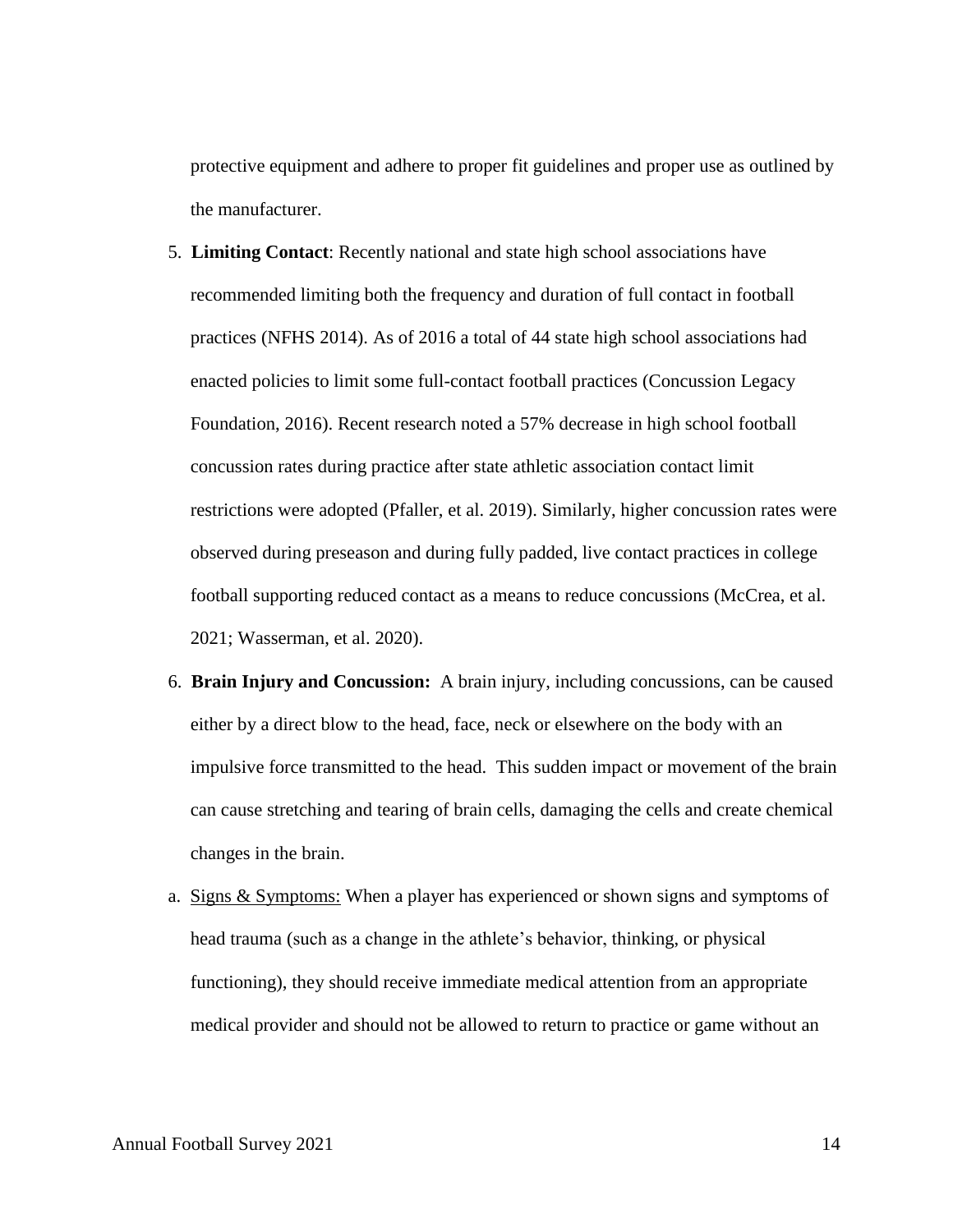protective equipment and adhere to proper fit guidelines and proper use as outlined by the manufacturer.

5. **Limiting Contact**: Recently national and state high school associations have recommended limiting both the frequency and duration of full contact in football practices (NFHS 2014). As of 2016 a total of 44 state high school associations had enacted policies to limit some full-contact football practices (Concussion Legacy Foundation, 2016). Recent research noted a 57% decrease in high school football concussion rates during practice after state athletic association contact limit restrictions were adopted (Pfaller, et al. 2019). Similarly, higher concussion rates were observed during preseason and during fully padded, live contact practices in college football supporting reduced contact as a means to reduce concussions (McCrea, et al. 2021; Wasserman, et al. 2020).

6. **Brain Injury and Concussion:** A brain injury, including concussions, can be caused either by a direct blow to the head, face, neck or elsewhere on the body with an impulsive force transmitted to the head. This sudden impact or movement of the brain can cause stretching and tearing of brain cells, damaging the cells and create chemical changes in the brain.

a. <u>Signs & Symptoms:</u> When a player has experienced or shown signs and symptoms of head trauma (such as a change in the athlete's behavior, thinking, or physical functioning), they should receive immediate medical attention from an appropriate medical provider and should not be allowed to return to practice or game without an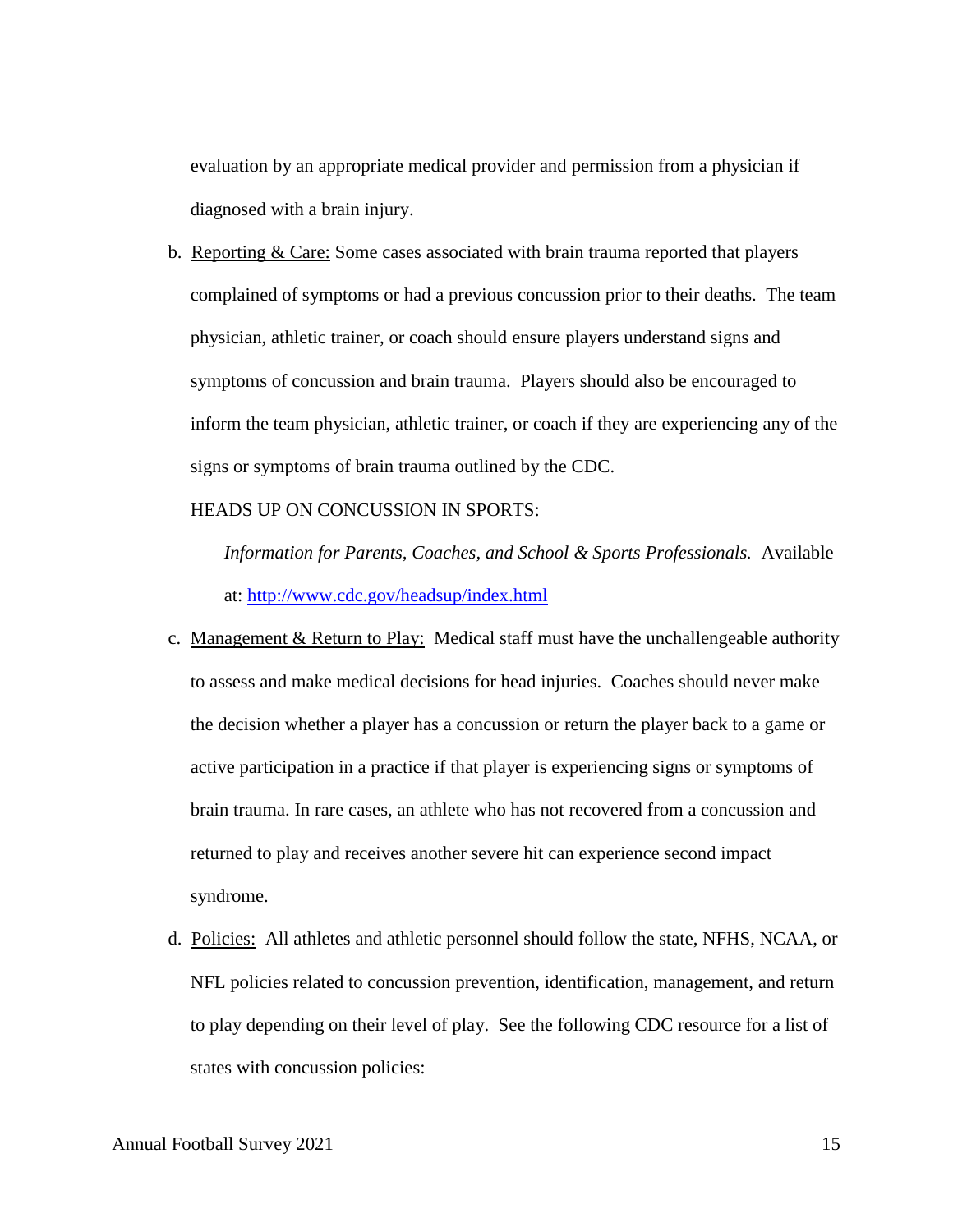evaluation by an appropriate medical provider and permission from a physician if diagnosed with a brain injury.

b. Reporting & Care: Some cases associated with brain trauma reported that players complained of symptoms or had a previous concussion prior to their deaths. The team physician, athletic trainer, or coach should ensure players understand signs and symptoms of concussion and brain trauma. Players should also be encouraged to inform the team physician, athletic trainer, or coach if they are experiencing any of the signs or symptoms of brain trauma outlined by the CDC.

   HEADS UP ON CONCUSSION IN SPORTS:

   *Information for Parents, Coaches, and School & Sports Professionals.* Available at: http://www.cdc.gov/headsup/index.html

c. Management & Return to Play: Medical staff must have the unchallengeable authority to assess and make medical decisions for head injuries. Coaches should never make the decision whether a player has a concussion or return the player back to a game or active participation in a practice if that player is experiencing signs or symptoms of brain trauma. In rare cases, an athlete who has not recovered from a concussion and returned to play and receives another severe hit can experience second impact syndrome.

d. Policies: All athletes and athletic personnel should follow the state, NFHS, NCAA, or NFL policies related to concussion prevention, identification, management, and return to play depending on their level of play. See the following CDC resource for a list of states with concussion policies: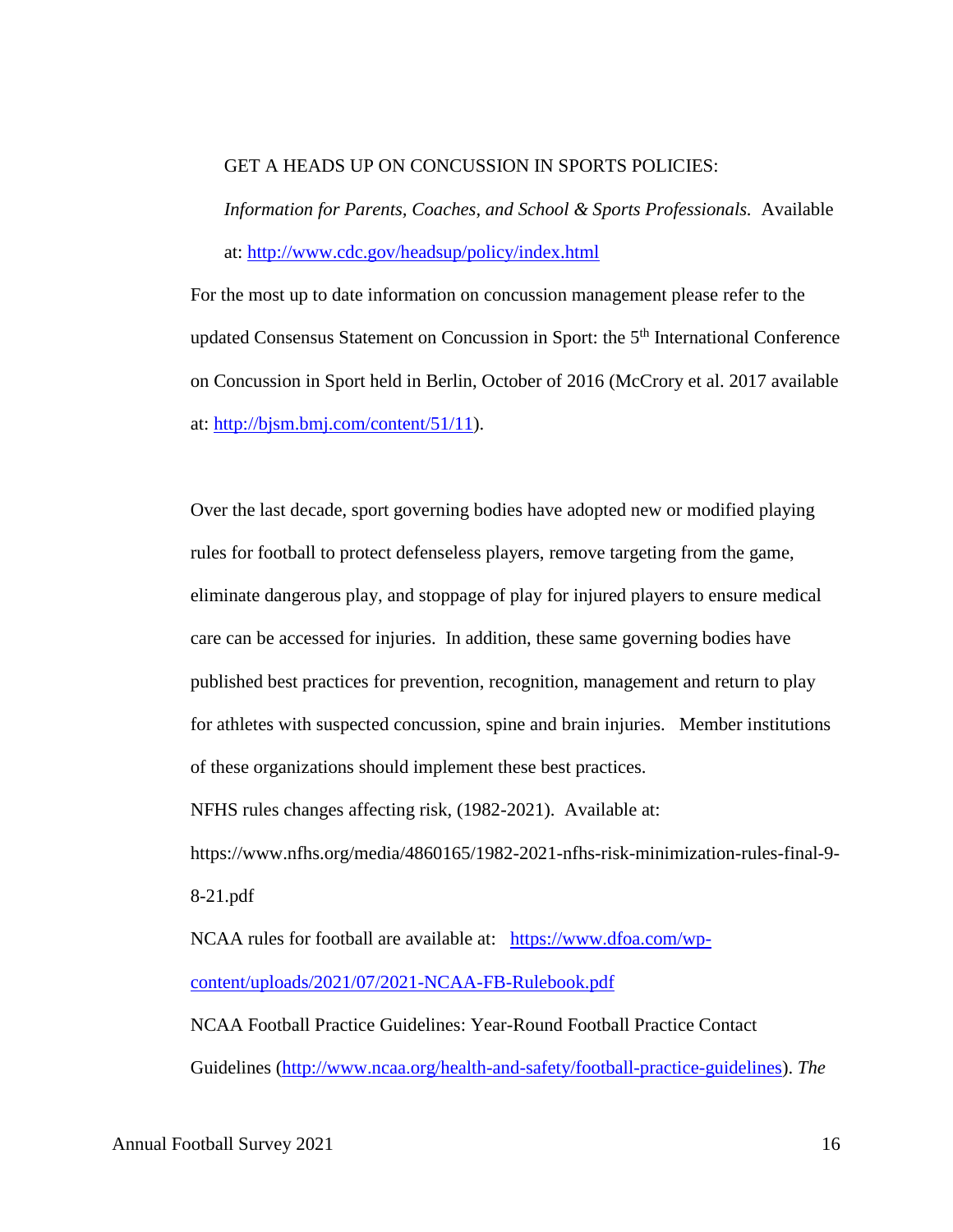GET A HEADS UP ON CONCUSSION IN SPORTS POLICIES: *Information for Parents, Coaches, and School & Sports Professionals.* Available at: http://www.cdc.gov/headsup/policy/index.html

For the most up to date information on concussion management please refer to the updated Consensus Statement on Concussion in Sport: the 5th International Conference on Concussion in Sport held in Berlin, October of 2016 (McCrory et al. 2017 available at: http://bjsm.bmj.com/content/51/11).

Over the last decade, sport governing bodies have adopted new or modified playing rules for football to protect defenseless players, remove targeting from the game, eliminate dangerous play, and stoppage of play for injured players to ensure medical care can be accessed for injuries. In addition, these same governing bodies have published best practices for prevention, recognition, management and return to play for athletes with suspected concussion, spine and brain injuries. Member institutions of these organizations should implement these best practices.

NFHS rules changes affecting risk, (1982-2021). Available at: https://www.nfhs.org/media/4860165/1982-2021-nfhs-risk-minimization-rules-final-9-8-21.pdf

NCAA rules for football are available at: https://www.dfoa.com/wp-content/uploads/2021/07/2021-NCAA-FB-Rulebook.pdf

NCAA Football Practice Guidelines: Year-Round Football Practice Contact Guidelines (http://www.ncaa.org/health-and-safety/football-practice-guidelines). *The*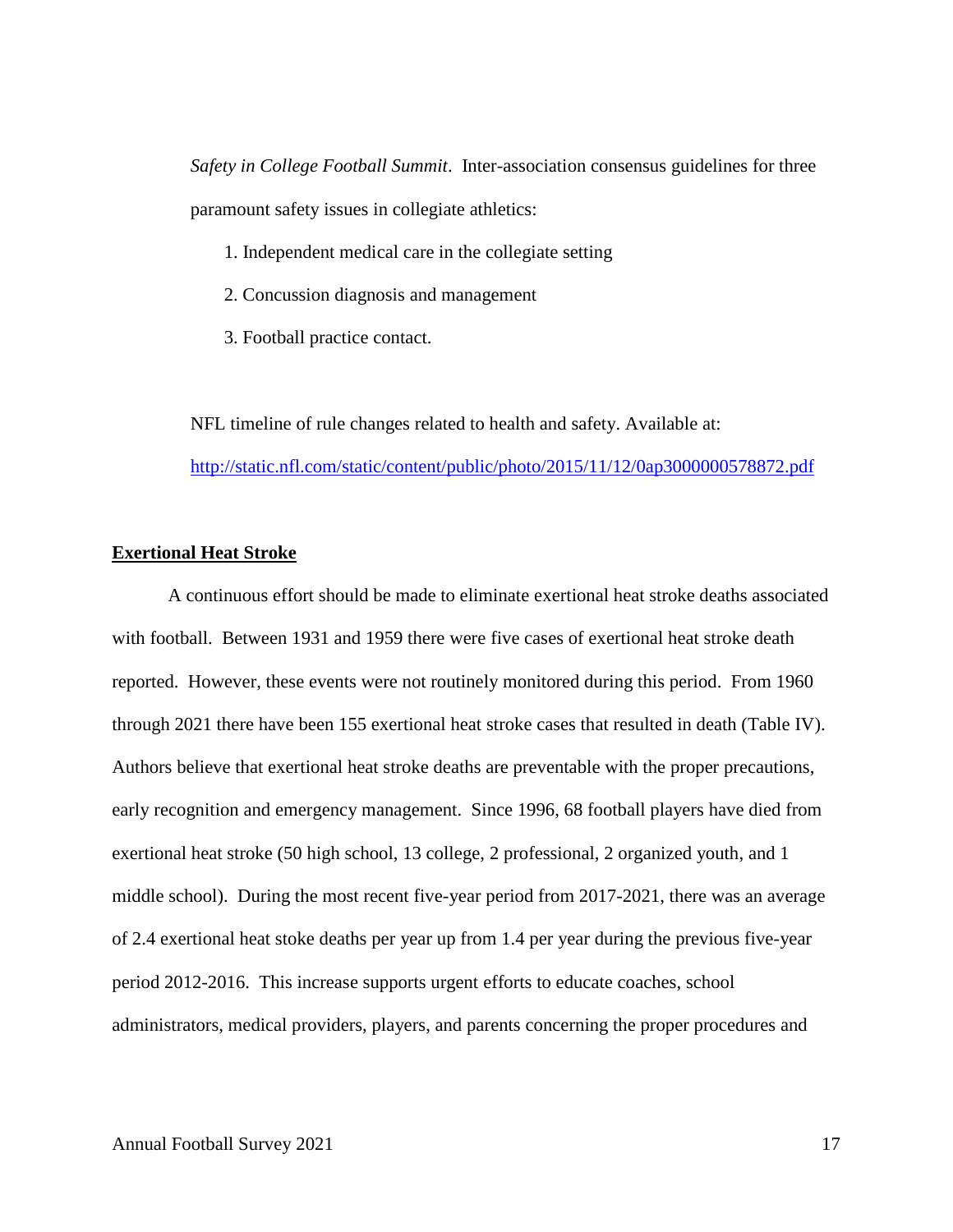*Safety in College Football Summit*. Inter-association consensus guidelines for three paramount safety issues in collegiate athletics:

1. Independent medical care in the collegiate setting
2. Concussion diagnosis and management
3. Football practice contact.

NFL timeline of rule changes related to health and safety. Available at: [http://static.nfl.com/static/content/public/photo/2015/11/12/0ap3000000578872.pdf](http://static.nfl.com/static/content/public/photo/2015/11/12/0ap3000000578872.pdf)

**<u>Exertional Heat Stroke</u>**

A continuous effort should be made to eliminate exertional heat stroke deaths associated with football. Between 1931 and 1959 there were five cases of exertional heat stroke death reported. However, these events were not routinely monitored during this period. From 1960 through 2021 there have been 155 exertional heat stroke cases that resulted in death (Table IV). Authors believe that exertional heat stroke deaths are preventable with the proper precautions, early recognition and emergency management. Since 1996, 68 football players have died from exertional heat stroke (50 high school, 13 college, 2 professional, 2 organized youth, and 1 middle school). During the most recent five-year period from 2017-2021, there was an average of 2.4 exertional heat stoke deaths per year up from 1.4 per year during the previous five-year period 2012-2016. This increase supports urgent efforts to educate coaches, school administrators, medical providers, players, and parents concerning the proper procedures and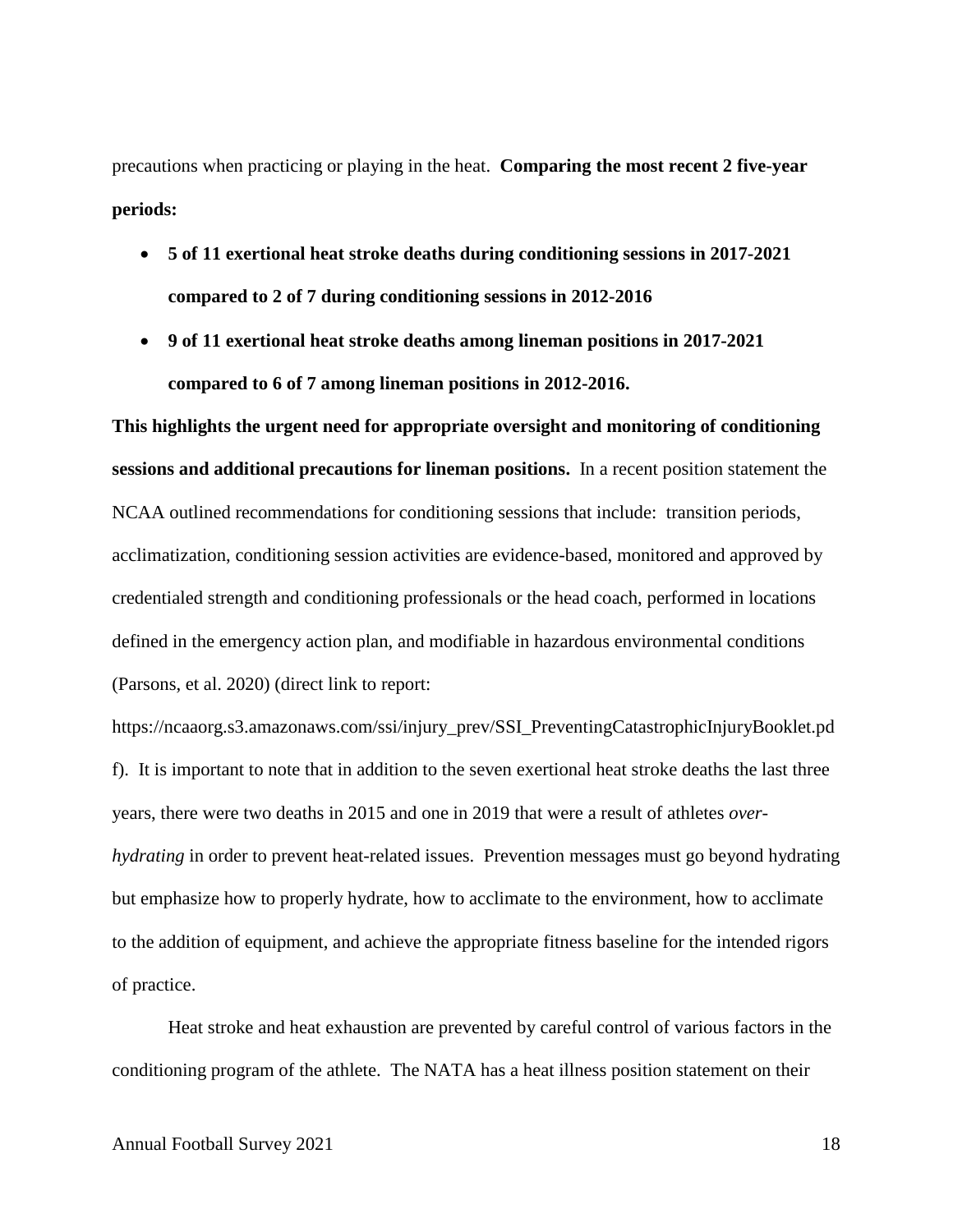precautions when practicing or playing in the heat. **Comparing the most recent 2 five-year periods:**

- **5 of 11 exertional heat stroke deaths during conditioning sessions in 2017-2021 compared to 2 of 7 during conditioning sessions in 2012-2016**
- **9 of 11 exertional heat stroke deaths among lineman positions in 2017-2021 compared to 6 of 7 among lineman positions in 2012-2016.**

**This highlights the urgent need for appropriate oversight and monitoring of conditioning sessions and additional precautions for lineman positions.** In a recent position statement the NCAA outlined recommendations for conditioning sessions that include: transition periods, acclimatization, conditioning session activities are evidence-based, monitored and approved by credentialed strength and conditioning professionals or the head coach, performed in locations defined in the emergency action plan, and modifiable in hazardous environmental conditions (Parsons, et al. 2020) (direct link to report: https://ncaaorg.s3.amazonaws.com/ssi/injury_prev/SSI_PreventingCatastrophicInjuryBooklet.pdf). It is important to note that in addition to the seven exertional heat stroke deaths the last three years, there were two deaths in 2015 and one in 2019 that were a result of athletes *over-hydrating* in order to prevent heat-related issues. Prevention messages must go beyond hydrating but emphasize how to properly hydrate, how to acclimate to the environment, how to acclimate to the addition of equipment, and achieve the appropriate fitness baseline for the intended rigors of practice.

Heat stroke and heat exhaustion are prevented by careful control of various factors in the conditioning program of the athlete. The NATA has a heat illness position statement on their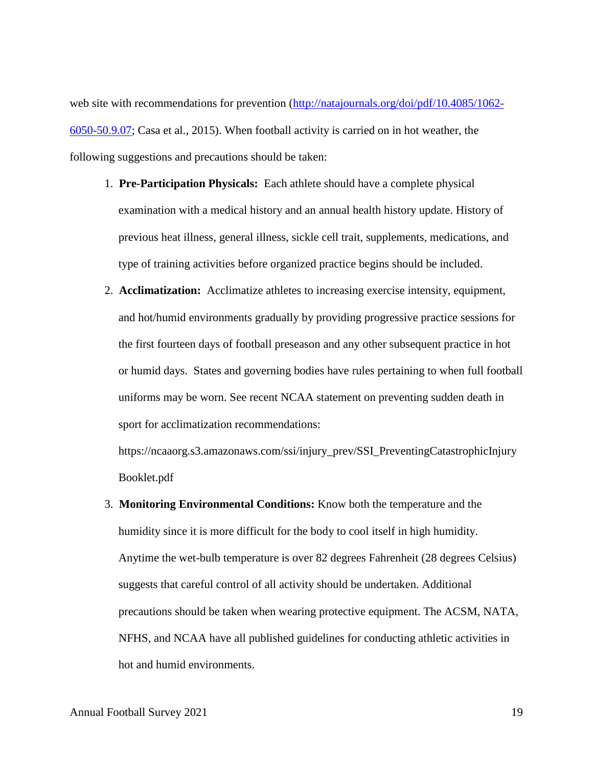web site with recommendations for prevention (http://natajournals.org/doi/pdf/10.4085/1062-6050-50.9.07; Casa et al., 2015). When football activity is carried on in hot weather, the following suggestions and precautions should be taken:

1. **Pre-Participation Physicals:** Each athlete should have a complete physical examination with a medical history and an annual health history update. History of previous heat illness, general illness, sickle cell trait, supplements, medications, and type of training activities before organized practice begins should be included.
2. **Acclimatization:** Acclimatize athletes to increasing exercise intensity, equipment, and hot/humid environments gradually by providing progressive practice sessions for the first fourteen days of football preseason and any other subsequent practice in hot or humid days. States and governing bodies have rules pertaining to when full football uniforms may be worn. See recent NCAA statement on preventing sudden death in sport for acclimatization recommendations: https://ncaaorg.s3.amazonaws.com/ssi/injury_prev/SSI_PreventingCatastrophicInjuryBooklet.pdf
3. **Monitoring Environmental Conditions:** Know both the temperature and the humidity since it is more difficult for the body to cool itself in high humidity. Anytime the wet-bulb temperature is over 82 degrees Fahrenheit (28 degrees Celsius) suggests that careful control of all activity should be undertaken. Additional precautions should be taken when wearing protective equipment. The ACSM, NATA, NFHS, and NCAA have all published guidelines for conducting athletic activities in hot and humid environments.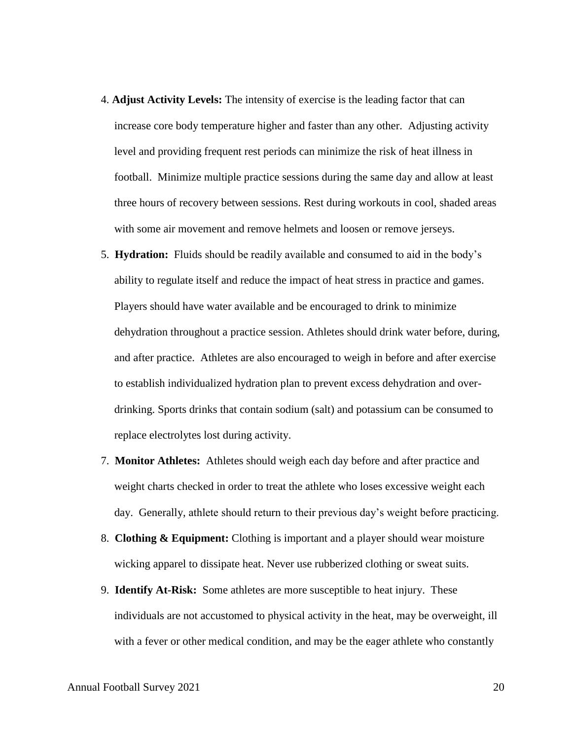4. **Adjust Activity Levels:** The intensity of exercise is the leading factor that can increase core body temperature higher and faster than any other. Adjusting activity level and providing frequent rest periods can minimize the risk of heat illness in football. Minimize multiple practice sessions during the same day and allow at least three hours of recovery between sessions. Rest during workouts in cool, shaded areas with some air movement and remove helmets and loosen or remove jerseys.

5. **Hydration:** Fluids should be readily available and consumed to aid in the body's ability to regulate itself and reduce the impact of heat stress in practice and games. Players should have water available and be encouraged to drink to minimize dehydration throughout a practice session. Athletes should drink water before, during, and after practice. Athletes are also encouraged to weigh in before and after exercise to establish individualized hydration plan to prevent excess dehydration and over-drinking. Sports drinks that contain sodium (salt) and potassium can be consumed to replace electrolytes lost during activity.

7. **Monitor Athletes:** Athletes should weigh each day before and after practice and weight charts checked in order to treat the athlete who loses excessive weight each day. Generally, athlete should return to their previous day's weight before practicing.

8. **Clothing & Equipment:** Clothing is important and a player should wear moisture wicking apparel to dissipate heat. Never use rubberized clothing or sweat suits.

9. **Identify At-Risk:** Some athletes are more susceptible to heat injury. These individuals are not accustomed to physical activity in the heat, may be overweight, ill with a fever or other medical condition, and may be the eager athlete who constantly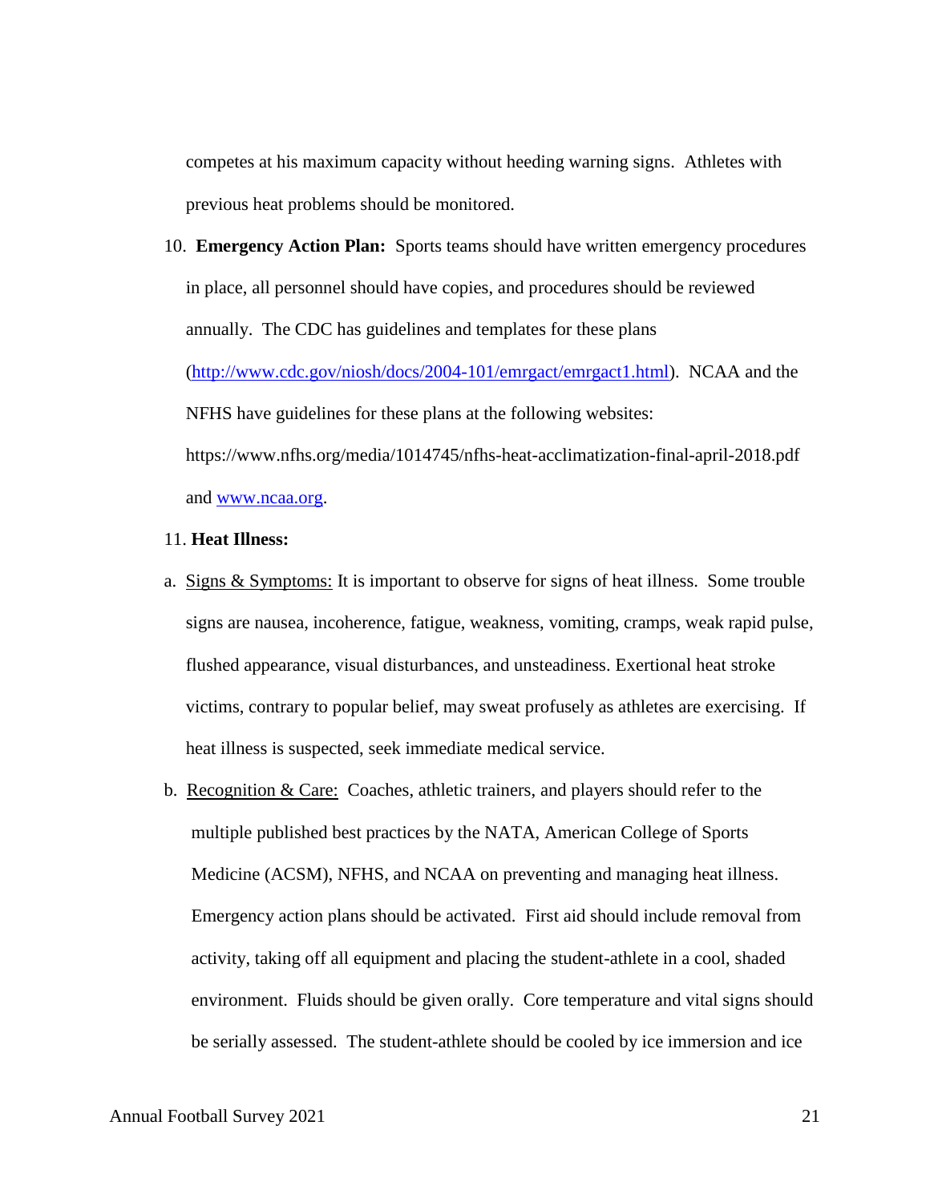competes at his maximum capacity without heeding warning signs. Athletes with previous heat problems should be monitored.

10. **Emergency Action Plan:** Sports teams should have written emergency procedures in place, all personnel should have copies, and procedures should be reviewed annually. The CDC has guidelines and templates for these plans (http://www.cdc.gov/niosh/docs/2004-101/emrgact/emrgact1.html). NCAA and the NFHS have guidelines for these plans at the following websites: https://www.nfhs.org/media/1014745/nfhs-heat-acclimatization-final-april-2018.pdf and www.ncaa.org.

11. **Heat Illness:**

a. Signs & Symptoms: It is important to observe for signs of heat illness. Some trouble signs are nausea, incoherence, fatigue, weakness, vomiting, cramps, weak rapid pulse, flushed appearance, visual disturbances, and unsteadiness. Exertional heat stroke victims, contrary to popular belief, may sweat profusely as athletes are exercising. If heat illness is suspected, seek immediate medical service.

b. Recognition & Care: Coaches, athletic trainers, and players should refer to the multiple published best practices by the NATA, American College of Sports Medicine (ACSM), NFHS, and NCAA on preventing and managing heat illness. Emergency action plans should be activated. First aid should include removal from activity, taking off all equipment and placing the student-athlete in a cool, shaded environment. Fluids should be given orally. Core temperature and vital signs should be serially assessed. The student-athlete should be cooled by ice immersion and ice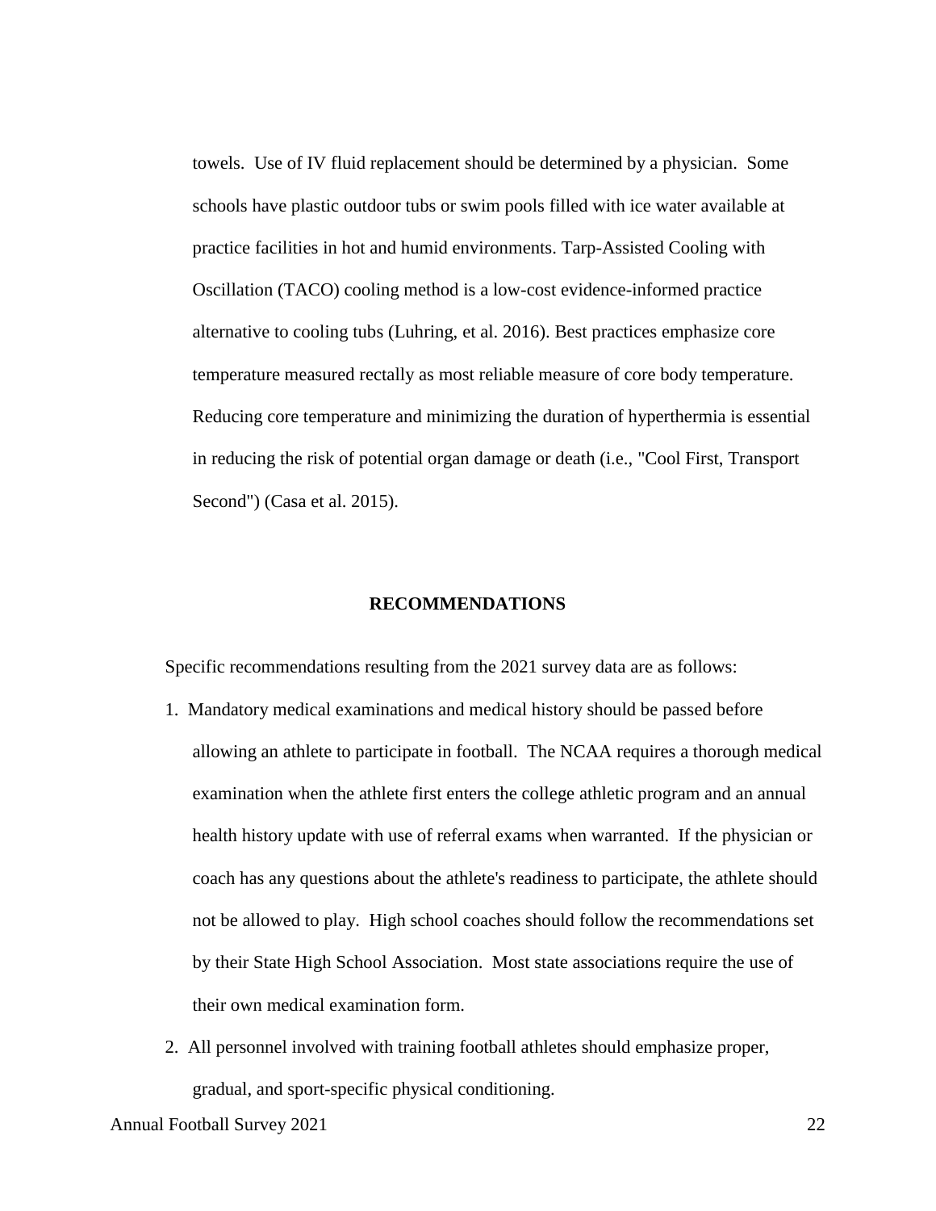towels. Use of IV fluid replacement should be determined by a physician. Some schools have plastic outdoor tubs or swim pools filled with ice water available at practice facilities in hot and humid environments. Tarp-Assisted Cooling with Oscillation (TACO) cooling method is a low-cost evidence-informed practice alternative to cooling tubs (Luhring, et al. 2016). Best practices emphasize core temperature measured rectally as most reliable measure of core body temperature. Reducing core temperature and minimizing the duration of hyperthermia is essential in reducing the risk of potential organ damage or death (i.e., "Cool First, Transport Second") (Casa et al. 2015).

## RECOMMENDATIONS

Specific recommendations resulting from the 2021 survey data are as follows:

1. Mandatory medical examinations and medical history should be passed before allowing an athlete to participate in football. The NCAA requires a thorough medical examination when the athlete first enters the college athletic program and an annual health history update with use of referral exams when warranted. If the physician or coach has any questions about the athlete's readiness to participate, the athlete should not be allowed to play. High school coaches should follow the recommendations set by their State High School Association. Most state associations require the use of their own medical examination form.
2. All personnel involved with training football athletes should emphasize proper, gradual, and sport-specific physical conditioning.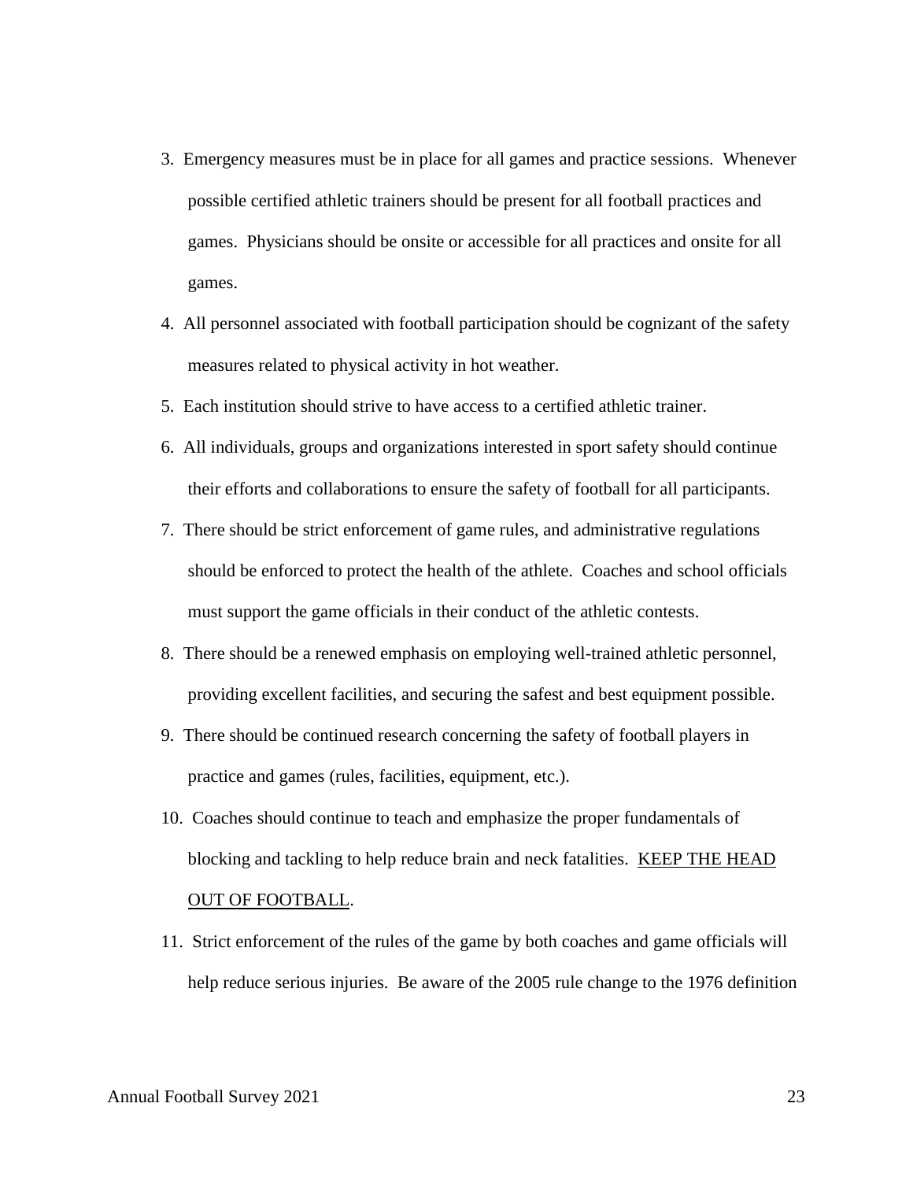3. Emergency measures must be in place for all games and practice sessions. Whenever possible certified athletic trainers should be present for all football practices and games. Physicians should be onsite or accessible for all practices and onsite for all games.
4. All personnel associated with football participation should be cognizant of the safety measures related to physical activity in hot weather.
5. Each institution should strive to have access to a certified athletic trainer.
6. All individuals, groups and organizations interested in sport safety should continue their efforts and collaborations to ensure the safety of football for all participants.
7. There should be strict enforcement of game rules, and administrative regulations should be enforced to protect the health of the athlete. Coaches and school officials must support the game officials in their conduct of the athletic contests.
8. There should be a renewed emphasis on employing well-trained athletic personnel, providing excellent facilities, and securing the safest and best equipment possible.
9. There should be continued research concerning the safety of football players in practice and games (rules, facilities, equipment, etc.).
10. Coaches should continue to teach and emphasize the proper fundamentals of blocking and tackling to help reduce brain and neck fatalities. <u>KEEP THE HEAD OUT OF FOOTBALL</u>.
11. Strict enforcement of the rules of the game by both coaches and game officials will help reduce serious injuries. Be aware of the 2005 rule change to the 1976 definition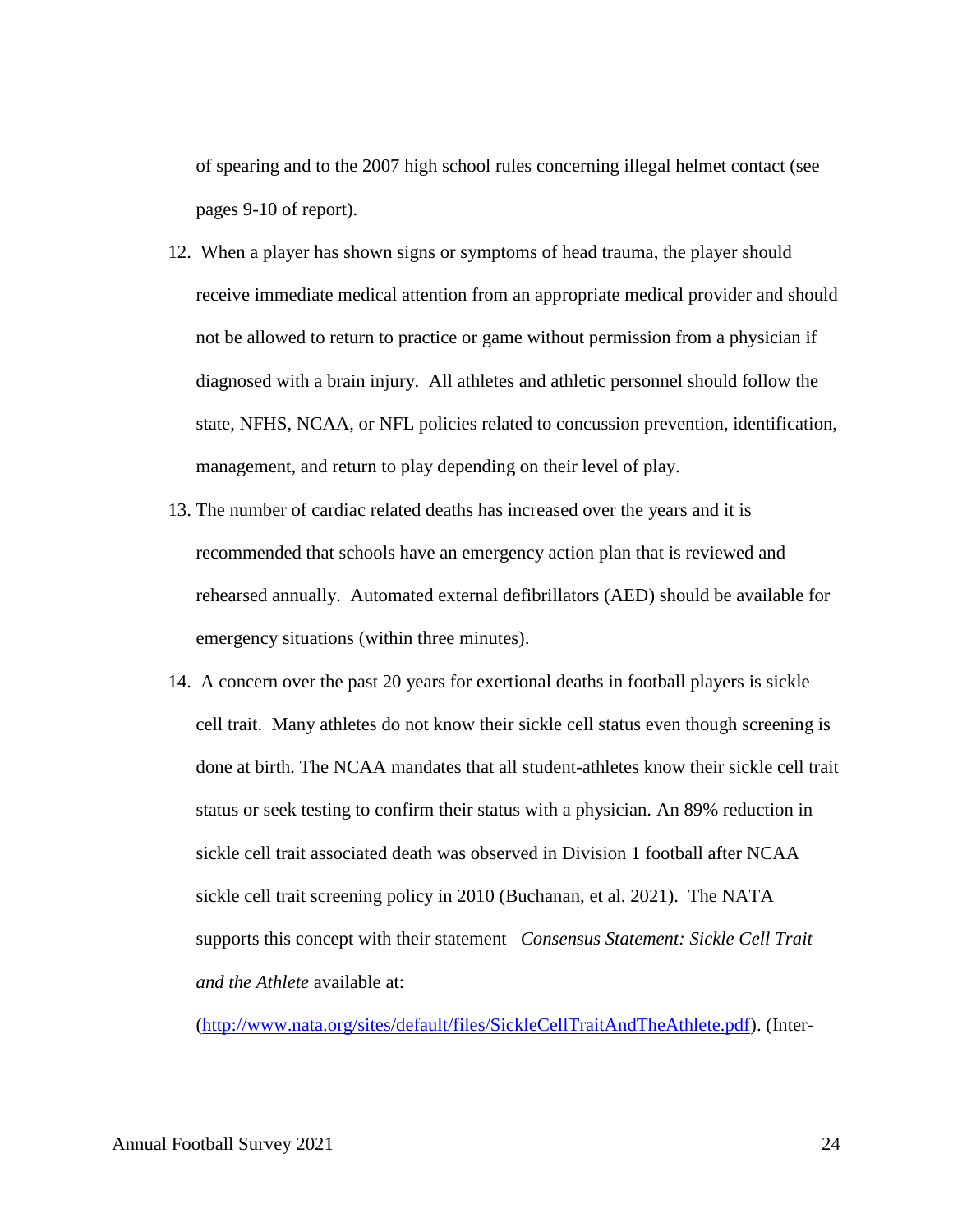of spearing and to the 2007 high school rules concerning illegal helmet contact (see pages 9-10 of report).

12. When a player has shown signs or symptoms of head trauma, the player should receive immediate medical attention from an appropriate medical provider and should not be allowed to return to practice or game without permission from a physician if diagnosed with a brain injury. All athletes and athletic personnel should follow the state, NFHS, NCAA, or NFL policies related to concussion prevention, identification, management, and return to play depending on their level of play.
13. The number of cardiac related deaths has increased over the years and it is recommended that schools have an emergency action plan that is reviewed and rehearsed annually. Automated external defibrillators (AED) should be available for emergency situations (within three minutes).
14. A concern over the past 20 years for exertional deaths in football players is sickle cell trait. Many athletes do not know their sickle cell status even though screening is done at birth. The NCAA mandates that all student-athletes know their sickle cell trait status or seek testing to confirm their status with a physician. An 89% reduction in sickle cell trait associated death was observed in Division 1 football after NCAA sickle cell trait screening policy in 2010 (Buchanan, et al. 2021). The NATA supports this concept with their statement– *Consensus Statement: Sickle Cell Trait and the Athlete* available at: (http://www.nata.org/sites/default/files/SickleCellTraitAndTheAthlete.pdf). (Inter-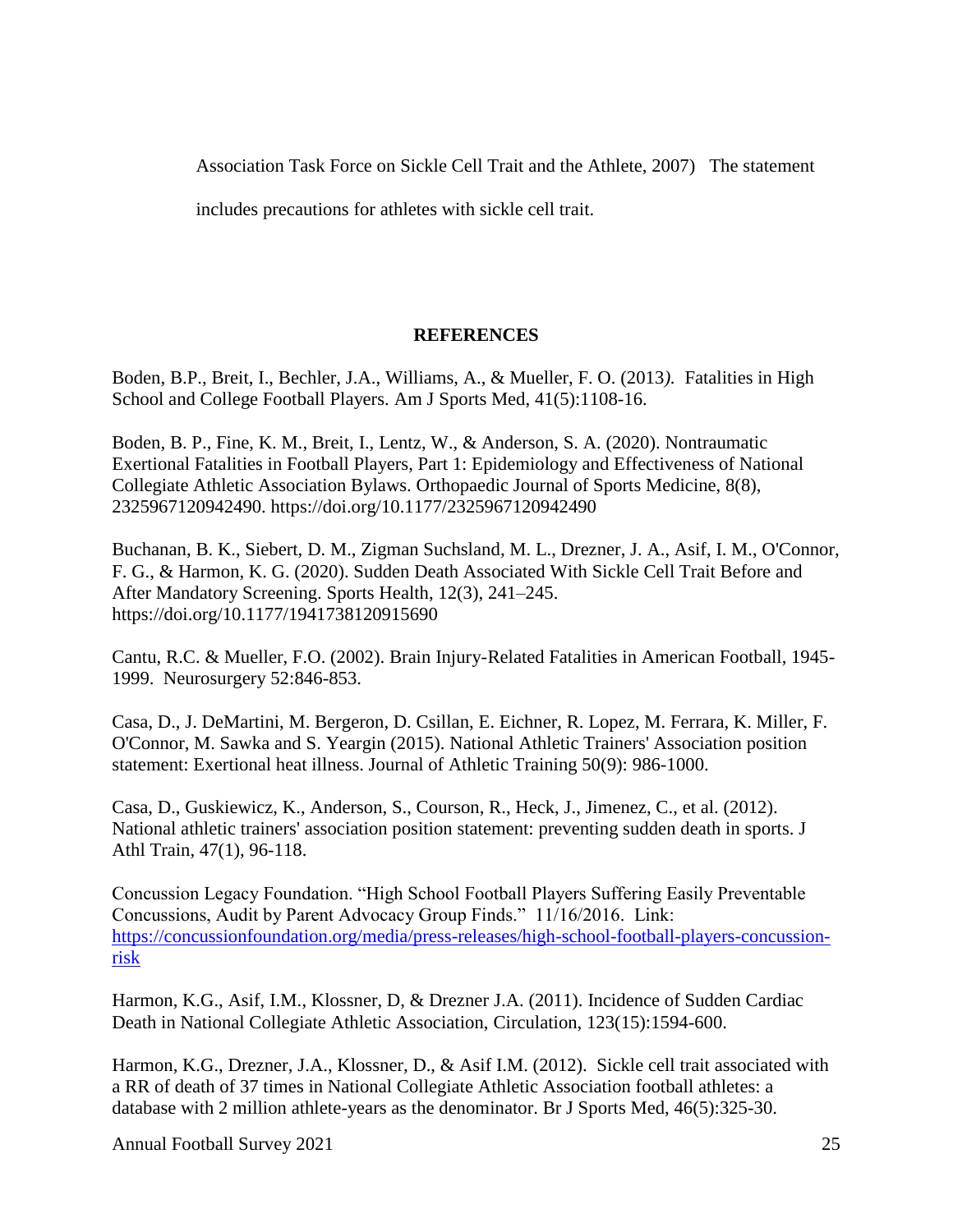Association Task Force on Sickle Cell Trait and the Athlete, 2007) The statement includes precautions for athletes with sickle cell trait.

**REFERENCES**

Boden, B.P., Breit, I., Bechler, J.A., Williams, A., & Mueller, F. O. (2013*).* Fatalities in High School and College Football Players. Am J Sports Med, 41(5):1108-16.

Boden, B. P., Fine, K. M., Breit, I., Lentz, W., & Anderson, S. A. (2020). Nontraumatic Exertional Fatalities in Football Players, Part 1: Epidemiology and Effectiveness of National Collegiate Athletic Association Bylaws. Orthopaedic Journal of Sports Medicine, 8(8), 2325967120942490. https://doi.org/10.1177/2325967120942490

Buchanan, B. K., Siebert, D. M., Zigman Suchsland, M. L., Drezner, J. A., Asif, I. M., O'Connor, F. G., & Harmon, K. G. (2020). Sudden Death Associated With Sickle Cell Trait Before and After Mandatory Screening. Sports Health, 12(3), 241–245. https://doi.org/10.1177/1941738120915690

Cantu, R.C. & Mueller, F.O. (2002). Brain Injury-Related Fatalities in American Football, 1945-1999. Neurosurgery 52:846-853.

Casa, D., J. DeMartini, M. Bergeron, D. Csillan, E. Eichner, R. Lopez, M. Ferrara, K. Miller, F. O'Connor, M. Sawka and S. Yeargin (2015). National Athletic Trainers' Association position statement: Exertional heat illness. Journal of Athletic Training 50(9): 986-1000.

Casa, D., Guskiewicz, K., Anderson, S., Courson, R., Heck, J., Jimenez, C., et al. (2012). National athletic trainers' association position statement: preventing sudden death in sports. J Athl Train, 47(1), 96-118.

Concussion Legacy Foundation. "High School Football Players Suffering Easily Preventable Concussions, Audit by Parent Advocacy Group Finds." 11/16/2016. Link: [https://concussionfoundation.org/media/press-releases/high-school-football-players-concussion-risk](https://concussionfoundation.org/media/press-releases/high-school-football-players-concussion-risk)

Harmon, K.G., Asif, I.M., Klossner, D, & Drezner J.A. (2011). Incidence of Sudden Cardiac Death in National Collegiate Athletic Association, Circulation, 123(15):1594-600.

Harmon, K.G., Drezner, J.A., Klossner, D., & Asif I.M. (2012). Sickle cell trait associated with a RR of death of 37 times in National Collegiate Athletic Association football athletes: a database with 2 million athlete-years as the denominator. Br J Sports Med, 46(5):325-30.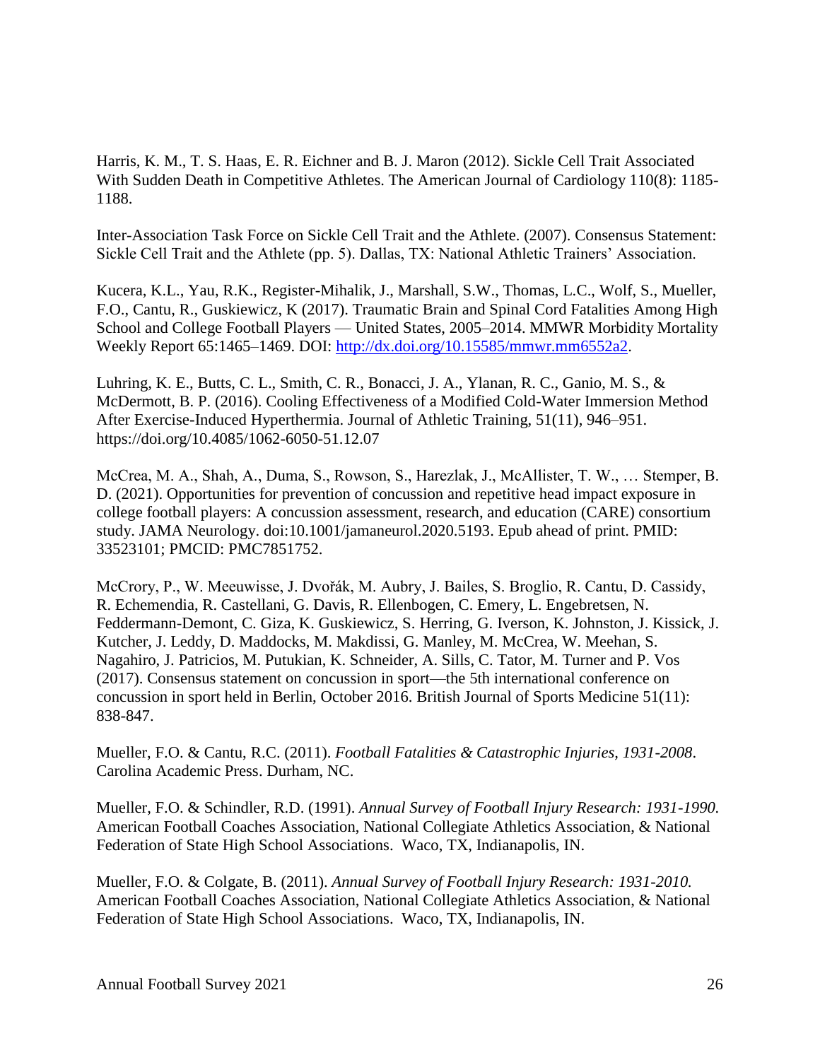Harris, K. M., T. S. Haas, E. R. Eichner and B. J. Maron (2012). Sickle Cell Trait Associated With Sudden Death in Competitive Athletes. The American Journal of Cardiology 110(8): 1185-1188.

Inter-Association Task Force on Sickle Cell Trait and the Athlete. (2007). Consensus Statement: Sickle Cell Trait and the Athlete (pp. 5). Dallas, TX: National Athletic Trainers' Association.

Kucera, K.L., Yau, R.K., Register-Mihalik, J., Marshall, S.W., Thomas, L.C., Wolf, S., Mueller, F.O., Cantu, R., Guskiewicz, K (2017). Traumatic Brain and Spinal Cord Fatalities Among High School and College Football Players — United States, 2005–2014. MMWR Morbidity Mortality Weekly Report 65:1465–1469. DOI: http://dx.doi.org/10.15585/mmwr.mm6552a2.

Luhring, K. E., Butts, C. L., Smith, C. R., Bonacci, J. A., Ylanan, R. C., Ganio, M. S., & McDermott, B. P. (2016). Cooling Effectiveness of a Modified Cold-Water Immersion Method After Exercise-Induced Hyperthermia. Journal of Athletic Training, 51(11), 946–951. https://doi.org/10.4085/1062-6050-51.12.07

McCrea, M. A., Shah, A., Duma, S., Rowson, S., Harezlak, J., McAllister, T. W., … Stemper, B. D. (2021). Opportunities for prevention of concussion and repetitive head impact exposure in college football players: A concussion assessment, research, and education (CARE) consortium study. JAMA Neurology. doi:10.1001/jamaneurol.2020.5193. Epub ahead of print. PMID: 33523101; PMCID: PMC7851752.

McCrory, P., W. Meeuwisse, J. Dvořák, M. Aubry, J. Bailes, S. Broglio, R. Cantu, D. Cassidy, R. Echemendia, R. Castellani, G. Davis, R. Ellenbogen, C. Emery, L. Engebretsen, N. Feddermann-Demont, C. Giza, K. Guskiewicz, S. Herring, G. Iverson, K. Johnston, J. Kissick, J. Kutcher, J. Leddy, D. Maddocks, M. Makdissi, G. Manley, M. McCrea, W. Meehan, S. Nagahiro, J. Patricios, M. Putukian, K. Schneider, A. Sills, C. Tator, M. Turner and P. Vos (2017). Consensus statement on concussion in sport—the 5th international conference on concussion in sport held in Berlin, October 2016. British Journal of Sports Medicine 51(11): 838-847.

Mueller, F.O. & Cantu, R.C. (2011). *Football Fatalities & Catastrophic Injuries, 1931-2008*. Carolina Academic Press. Durham, NC.

Mueller, F.O. & Schindler, R.D. (1991). *Annual Survey of Football Injury Research: 1931-1990.* American Football Coaches Association, National Collegiate Athletics Association, & National Federation of State High School Associations. Waco, TX, Indianapolis, IN.

Mueller, F.O. & Colgate, B. (2011). *Annual Survey of Football Injury Research: 1931-2010.* American Football Coaches Association, National Collegiate Athletics Association, & National Federation of State High School Associations. Waco, TX, Indianapolis, IN.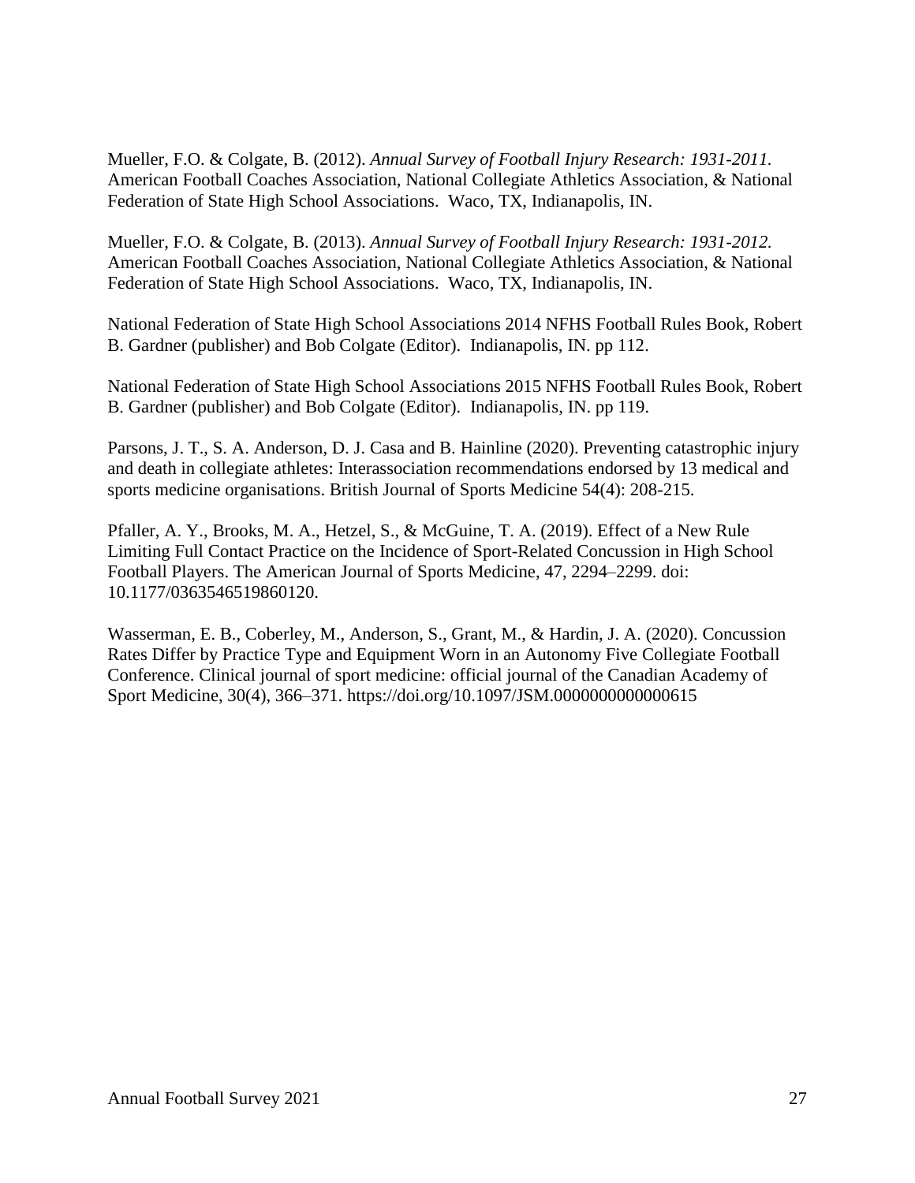Mueller, F.O. & Colgate, B. (2012). *Annual Survey of Football Injury Research: 1931-2011.* American Football Coaches Association, National Collegiate Athletics Association, & National Federation of State High School Associations. Waco, TX, Indianapolis, IN.

Mueller, F.O. & Colgate, B. (2013). *Annual Survey of Football Injury Research: 1931-2012.* American Football Coaches Association, National Collegiate Athletics Association, & National Federation of State High School Associations. Waco, TX, Indianapolis, IN.

National Federation of State High School Associations 2014 NFHS Football Rules Book, Robert B. Gardner (publisher) and Bob Colgate (Editor). Indianapolis, IN. pp 112.

National Federation of State High School Associations 2015 NFHS Football Rules Book, Robert B. Gardner (publisher) and Bob Colgate (Editor). Indianapolis, IN. pp 119.

Parsons, J. T., S. A. Anderson, D. J. Casa and B. Hainline (2020). Preventing catastrophic injury and death in collegiate athletes: Interassociation recommendations endorsed by 13 medical and sports medicine organisations. British Journal of Sports Medicine 54(4): 208-215.

Pfaller, A. Y., Brooks, M. A., Hetzel, S., & McGuine, T. A. (2019). Effect of a New Rule Limiting Full Contact Practice on the Incidence of Sport-Related Concussion in High School Football Players. The American Journal of Sports Medicine, 47, 2294–2299. doi: 10.1177/0363546519860120.

Wasserman, E. B., Coberley, M., Anderson, S., Grant, M., & Hardin, J. A. (2020). Concussion Rates Differ by Practice Type and Equipment Worn in an Autonomy Five Collegiate Football Conference. Clinical journal of sport medicine: official journal of the Canadian Academy of Sport Medicine, 30(4), 366–371. https://doi.org/10.1097/JSM.0000000000000615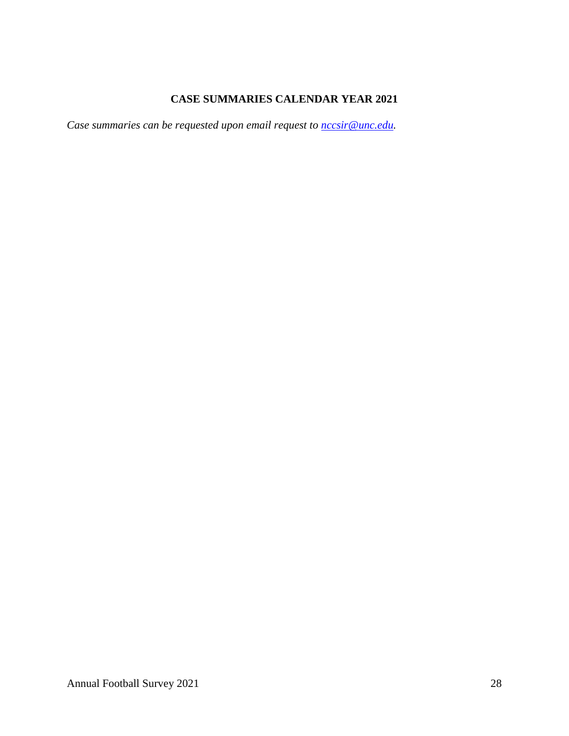## CASE SUMMARIES CALENDAR YEAR 2021

*Case summaries can be requested upon email request to nccsir@unc.edu.*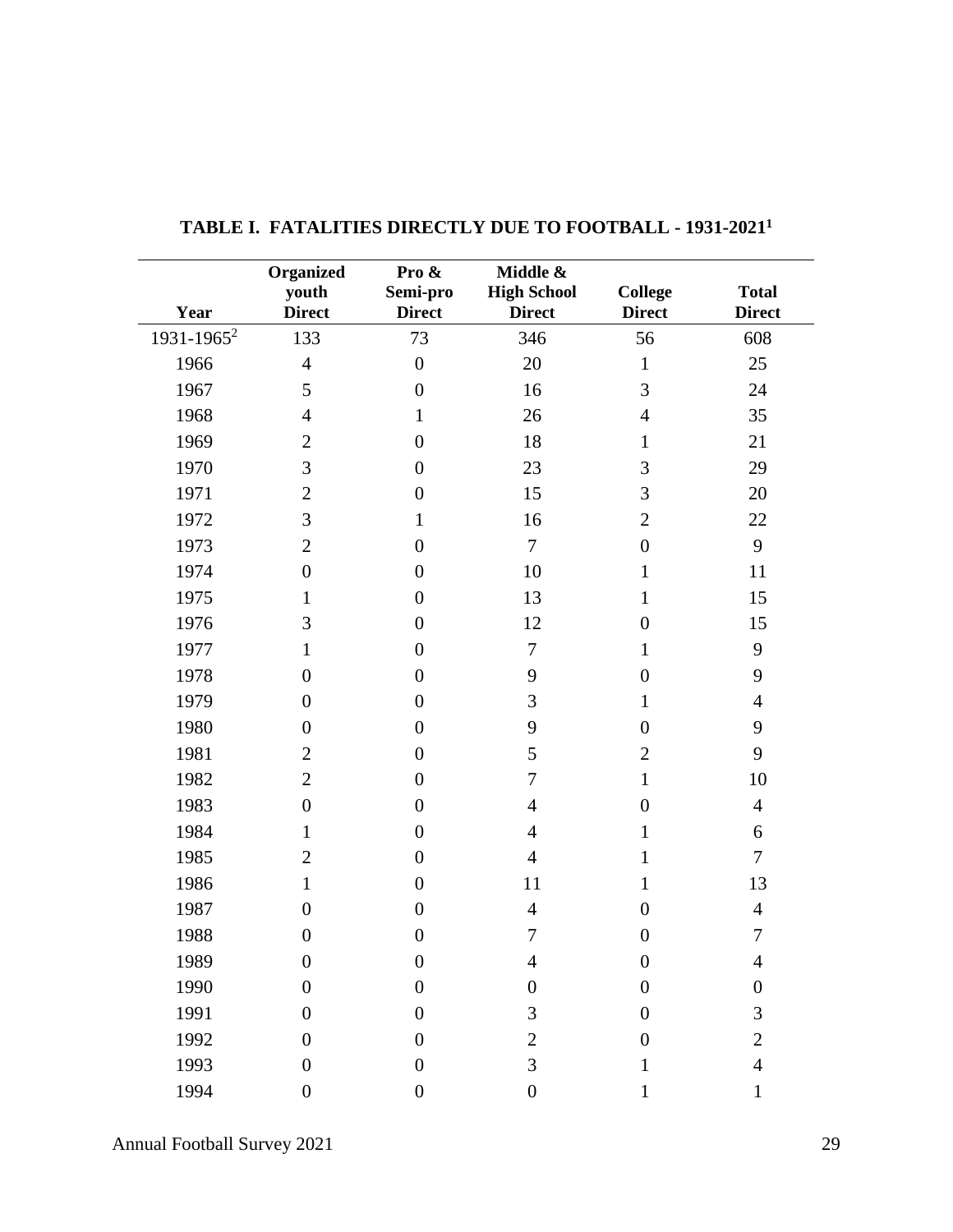## TABLE I. FATALITIES DIRECTLY DUE TO FOOTBALL - 1931-2021[1]

| Year | Organized youth Direct | Pro & Semi-pro Direct | Middle & High School Direct | College Direct | Total Direct |
|---|---|---|---|---|---|
| 1931-1965[2] | 133 | 73 | 346 | 56 | 608 |
| 1966 | 4 | 0 | 20 | 1 | 25 |
| 1967 | 5 | 0 | 16 | 3 | 24 |
| 1968 | 4 | 1 | 26 | 4 | 35 |
| 1969 | 2 | 0 | 18 | 1 | 21 |
| 1970 | 3 | 0 | 23 | 3 | 29 |
| 1971 | 2 | 0 | 15 | 3 | 20 |
| 1972 | 3 | 1 | 16 | 2 | 22 |
| 1973 | 2 | 0 | 7 | 0 | 9 |
| 1974 | 0 | 0 | 10 | 1 | 11 |
| 1975 | 1 | 0 | 13 | 1 | 15 |
| 1976 | 3 | 0 | 12 | 0 | 15 |
| 1977 | 1 | 0 | 7 | 1 | 9 |
| 1978 | 0 | 0 | 9 | 0 | 9 |
| 1979 | 0 | 0 | 3 | 1 | 4 |
| 1980 | 0 | 0 | 9 | 0 | 9 |
| 1981 | 2 | 0 | 5 | 2 | 9 |
| 1982 | 2 | 0 | 7 | 1 | 10 |
| 1983 | 0 | 0 | 4 | 0 | 4 |
| 1984 | 1 | 0 | 4 | 1 | 6 |
| 1985 | 2 | 0 | 4 | 1 | 7 |
| 1986 | 1 | 0 | 11 | 1 | 13 |
| 1987 | 0 | 0 | 4 | 0 | 4 |
| 1988 | 0 | 0 | 7 | 0 | 7 |
| 1989 | 0 | 0 | 4 | 0 | 4 |
| 1990 | 0 | 0 | 0 | 0 | 0 |
| 1991 | 0 | 0 | 3 | 0 | 3 |
| 1992 | 0 | 0 | 2 | 0 | 2 |
| 1993 | 0 | 0 | 3 | 1 | 4 |
| 1994 | 0 | 0 | 0 | 1 | 1 |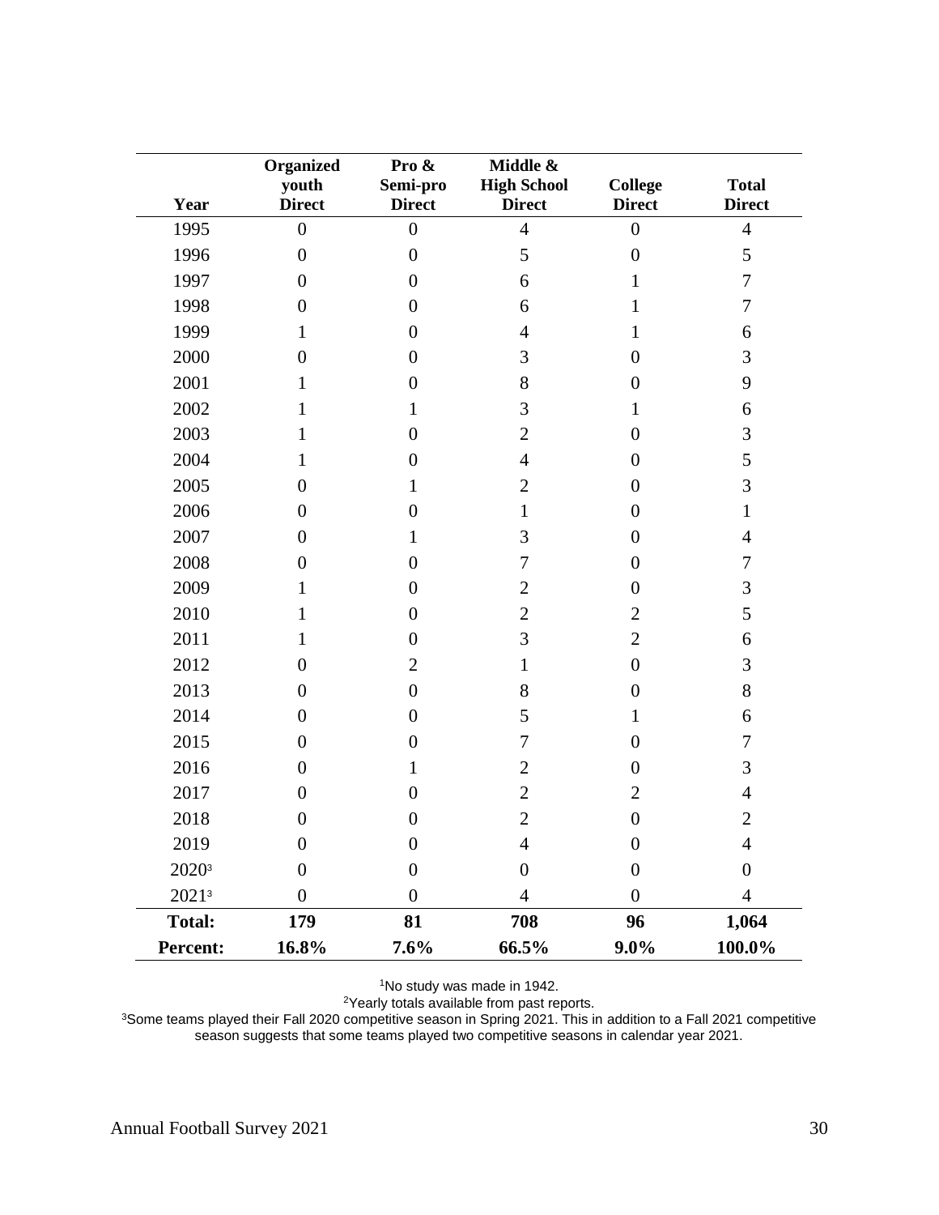| Year | Organized youth Direct | Pro & Semi-pro Direct | Middle & High School Direct | College Direct | Total Direct |
|---|---|---|---|---|---|
| 1995 | 0 | 0 | 4 | 0 | 4 |
| 1996 | 0 | 0 | 5 | 0 | 5 |
| 1997 | 0 | 0 | 6 | 1 | 7 |
| 1998 | 0 | 0 | 6 | 1 | 7 |
| 1999 | 1 | 0 | 4 | 1 | 6 |
| 2000 | 0 | 0 | 3 | 0 | 3 |
| 2001 | 1 | 0 | 8 | 0 | 9 |
| 2002 | 1 | 1 | 3 | 1 | 6 |
| 2003 | 1 | 0 | 2 | 0 | 3 |
| 2004 | 1 | 0 | 4 | 0 | 5 |
| 2005 | 0 | 1 | 2 | 0 | 3 |
| 2006 | 0 | 0 | 1 | 0 | 1 |
| 2007 | 0 | 1 | 3 | 0 | 4 |
| 2008 | 0 | 0 | 7 | 0 | 7 |
| 2009 | 1 | 0 | 2 | 0 | 3 |
| 2010 | 1 | 0 | 2 | 2 | 5 |
| 2011 | 1 | 0 | 3 | 2 | 6 |
| 2012 | 0 | 2 | 1 | 0 | 3 |
| 2013 | 0 | 0 | 8 | 0 | 8 |
| 2014 | 0 | 0 | 5 | 1 | 6 |
| 2015 | 0 | 0 | 7 | 0 | 7 |
| 2016 | 0 | 1 | 2 | 0 | 3 |
| 2017 | 0 | 0 | 2 | 2 | 4 |
| 2018 | 0 | 0 | 2 | 0 | 2 |
| 2019 | 0 | 0 | 4 | 0 | 4 |
| 2020[3] | 0 | 0 | 0 | 0 | 0 |
| 2021[3] | 0 | 0 | 4 | 0 | 4 |
| **Total:** | **179** | **81** | **708** | **96** | **1,064** |
| **Percent:** | **16.8%** | **7.6%** | **66.5%** | **9.0%** | **100.0%** |

[1]No study was made in 1942.

[2]Yearly totals available from past reports.

[3]Some teams played their Fall 2020 competitive season in Spring 2021. This in addition to a Fall 2021 competitive season suggests that some teams played two competitive seasons in calendar year 2021.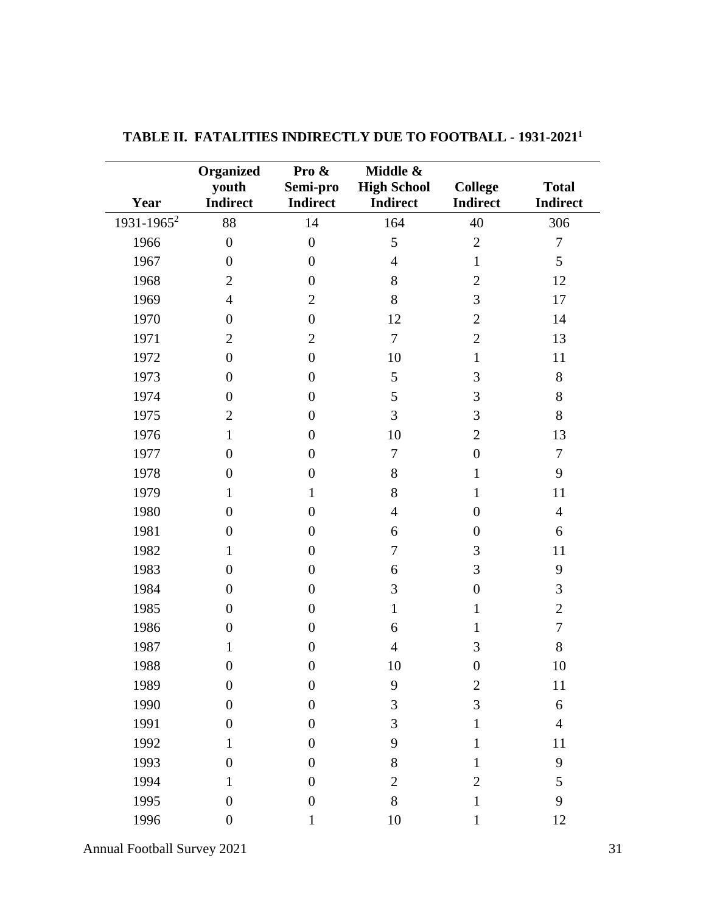**TABLE II. FATALITIES INDIRECTLY DUE TO FOOTBALL - 1931-2021[1]**

| Year | Organized youth Indirect | Pro & Semi-pro Indirect | Middle & High School Indirect | College Indirect | Total Indirect |
|---|---|---|---|---|---|
| 1931-1965[2] | 88 | 14 | 164 | 40 | 306 |
| 1966 | 0 | 0 | 5 | 2 | 7 |
| 1967 | 0 | 0 | 4 | 1 | 5 |
| 1968 | 2 | 0 | 8 | 2 | 12 |
| 1969 | 4 | 2 | 8 | 3 | 17 |
| 1970 | 0 | 0 | 12 | 2 | 14 |
| 1971 | 2 | 2 | 7 | 2 | 13 |
| 1972 | 0 | 0 | 10 | 1 | 11 |
| 1973 | 0 | 0 | 5 | 3 | 8 |
| 1974 | 0 | 0 | 5 | 3 | 8 |
| 1975 | 2 | 0 | 3 | 3 | 8 |
| 1976 | 1 | 0 | 10 | 2 | 13 |
| 1977 | 0 | 0 | 7 | 0 | 7 |
| 1978 | 0 | 0 | 8 | 1 | 9 |
| 1979 | 1 | 1 | 8 | 1 | 11 |
| 1980 | 0 | 0 | 4 | 0 | 4 |
| 1981 | 0 | 0 | 6 | 0 | 6 |
| 1982 | 1 | 0 | 7 | 3 | 11 |
| 1983 | 0 | 0 | 6 | 3 | 9 |
| 1984 | 0 | 0 | 3 | 0 | 3 |
| 1985 | 0 | 0 | 1 | 1 | 2 |
| 1986 | 0 | 0 | 6 | 1 | 7 |
| 1987 | 1 | 0 | 4 | 3 | 8 |
| 1988 | 0 | 0 | 10 | 0 | 10 |
| 1989 | 0 | 0 | 9 | 2 | 11 |
| 1990 | 0 | 0 | 3 | 3 | 6 |
| 1991 | 0 | 0 | 3 | 1 | 4 |
| 1992 | 1 | 0 | 9 | 1 | 11 |
| 1993 | 0 | 0 | 8 | 1 | 9 |
| 1994 | 1 | 0 | 2 | 2 | 5 |
| 1995 | 0 | 0 | 8 | 1 | 9 |
| 1996 | 0 | 1 | 10 | 1 | 12 |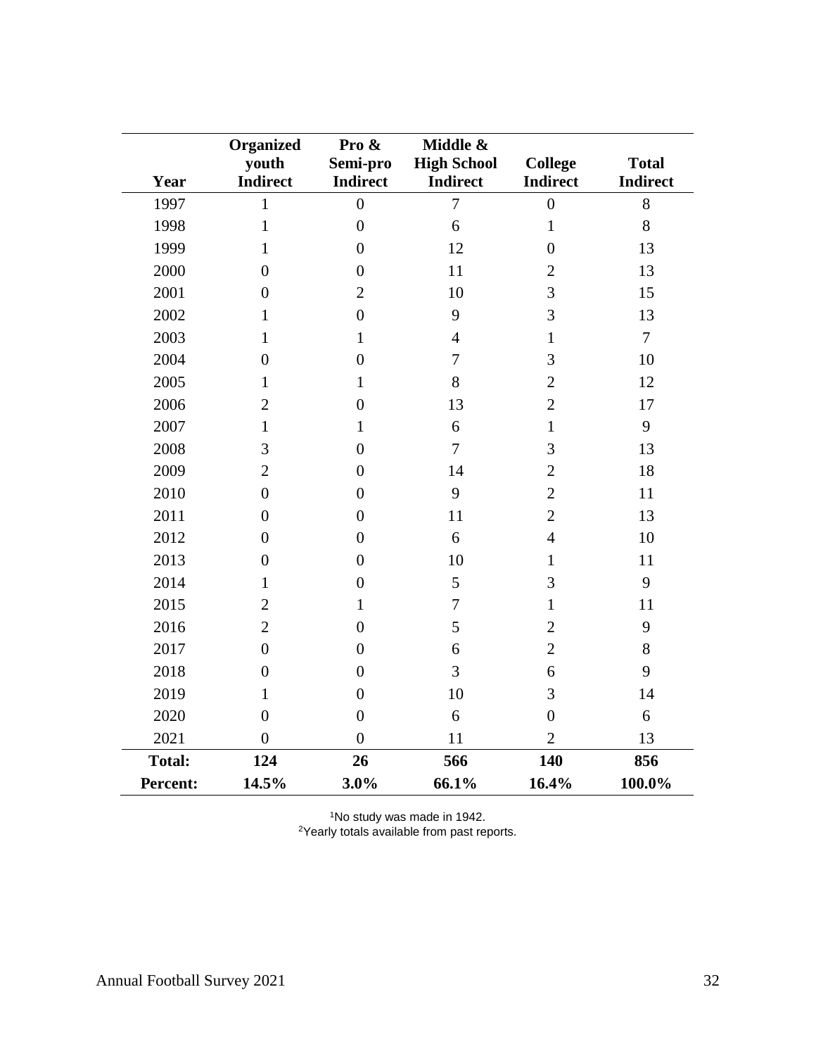| Year | Organized youth Indirect | Pro & Semi-pro Indirect | Middle & High School Indirect | College Indirect | Total Indirect |
|---|---|---|---|---|---|
| 1997 | 1 | 0 | 7 | 0 | 8 |
| 1998 | 1 | 0 | 6 | 1 | 8 |
| 1999 | 1 | 0 | 12 | 0 | 13 |
| 2000 | 0 | 0 | 11 | 2 | 13 |
| 2001 | 0 | 2 | 10 | 3 | 15 |
| 2002 | 1 | 0 | 9 | 3 | 13 |
| 2003 | 1 | 1 | 4 | 1 | 7 |
| 2004 | 0 | 0 | 7 | 3 | 10 |
| 2005 | 1 | 1 | 8 | 2 | 12 |
| 2006 | 2 | 0 | 13 | 2 | 17 |
| 2007 | 1 | 1 | 6 | 1 | 9 |
| 2008 | 3 | 0 | 7 | 3 | 13 |
| 2009 | 2 | 0 | 14 | 2 | 18 |
| 2010 | 0 | 0 | 9 | 2 | 11 |
| 2011 | 0 | 0 | 11 | 2 | 13 |
| 2012 | 0 | 0 | 6 | 4 | 10 |
| 2013 | 0 | 0 | 10 | 1 | 11 |
| 2014 | 1 | 0 | 5 | 3 | 9 |
| 2015 | 2 | 1 | 7 | 1 | 11 |
| 2016 | 2 | 0 | 5 | 2 | 9 |
| 2017 | 0 | 0 | 6 | 2 | 8 |
| 2018 | 0 | 0 | 3 | 6 | 9 |
| 2019 | 1 | 0 | 10 | 3 | 14 |
| 2020 | 0 | 0 | 6 | 0 | 6 |
| 2021 | 0 | 0 | 11 | 2 | 13 |
| **Total:** | **124** | **26** | **566** | **140** | **856** |
| **Percent:** | **14.5%** | **3.0%** | **66.1%** | **16.4%** | **100.0%** |

[1]No study was made in 1942.
[2]Yearly totals available from past reports.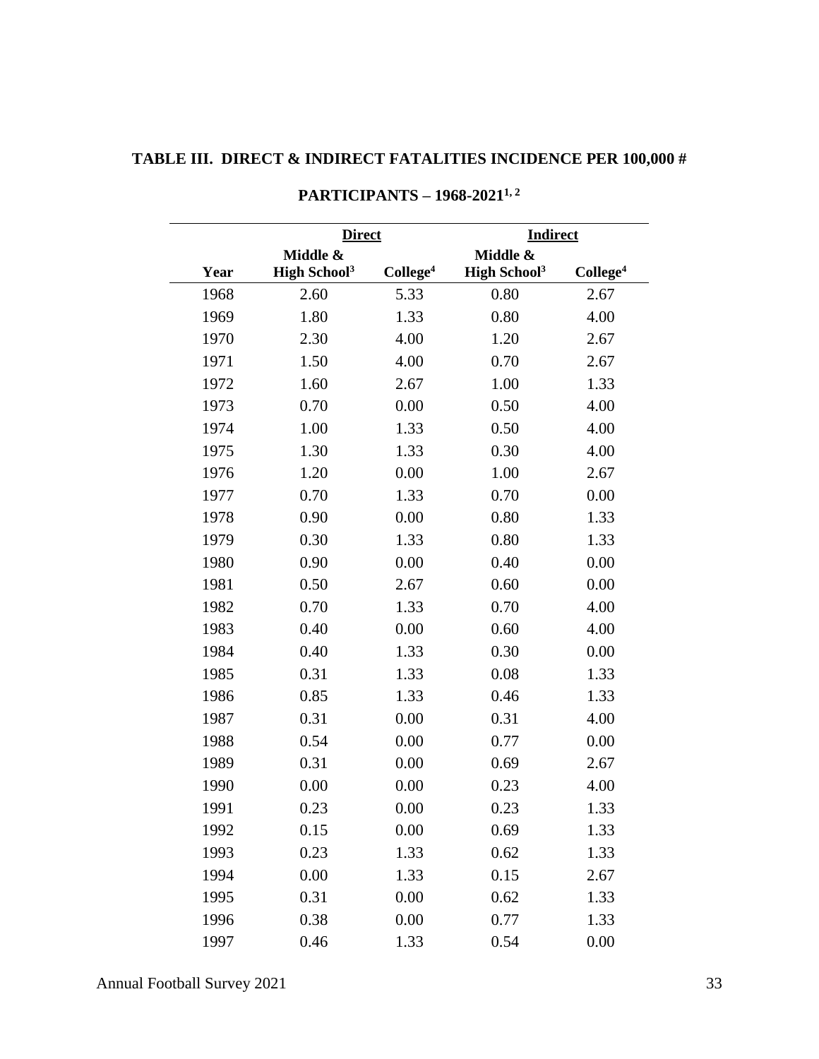### TABLE III. DIRECT & INDIRECT FATALITIES INCIDENCE PER 100,000 # PARTICIPANTS – 1968-2021[1, 2]

| | Direct | | Indirect | |
|---|---|---|---|---|
| Year | Middle & High School[3] | College[4] | Middle & High School[3] | College[4] |
| 1968 | 2.60 | 5.33 | 0.80 | 2.67 |
| 1969 | 1.80 | 1.33 | 0.80 | 4.00 |
| 1970 | 2.30 | 4.00 | 1.20 | 2.67 |
| 1971 | 1.50 | 4.00 | 0.70 | 2.67 |
| 1972 | 1.60 | 2.67 | 1.00 | 1.33 |
| 1973 | 0.70 | 0.00 | 0.50 | 4.00 |
| 1974 | 1.00 | 1.33 | 0.50 | 4.00 |
| 1975 | 1.30 | 1.33 | 0.30 | 4.00 |
| 1976 | 1.20 | 0.00 | 1.00 | 2.67 |
| 1977 | 0.70 | 1.33 | 0.70 | 0.00 |
| 1978 | 0.90 | 0.00 | 0.80 | 1.33 |
| 1979 | 0.30 | 1.33 | 0.80 | 1.33 |
| 1980 | 0.90 | 0.00 | 0.40 | 0.00 |
| 1981 | 0.50 | 2.67 | 0.60 | 0.00 |
| 1982 | 0.70 | 1.33 | 0.70 | 4.00 |
| 1983 | 0.40 | 0.00 | 0.60 | 4.00 |
| 1984 | 0.40 | 1.33 | 0.30 | 0.00 |
| 1985 | 0.31 | 1.33 | 0.08 | 1.33 |
| 1986 | 0.85 | 1.33 | 0.46 | 1.33 |
| 1987 | 0.31 | 0.00 | 0.31 | 4.00 |
| 1988 | 0.54 | 0.00 | 0.77 | 0.00 |
| 1989 | 0.31 | 0.00 | 0.69 | 2.67 |
| 1990 | 0.00 | 0.00 | 0.23 | 4.00 |
| 1991 | 0.23 | 0.00 | 0.23 | 1.33 |
| 1992 | 0.15 | 0.00 | 0.69 | 1.33 |
| 1993 | 0.23 | 1.33 | 0.62 | 1.33 |
| 1994 | 0.00 | 1.33 | 0.15 | 2.67 |
| 1995 | 0.31 | 0.00 | 0.62 | 1.33 |
| 1996 | 0.38 | 0.00 | 0.77 | 1.33 |
| 1997 | 0.46 | 1.33 | 0.54 | 0.00 |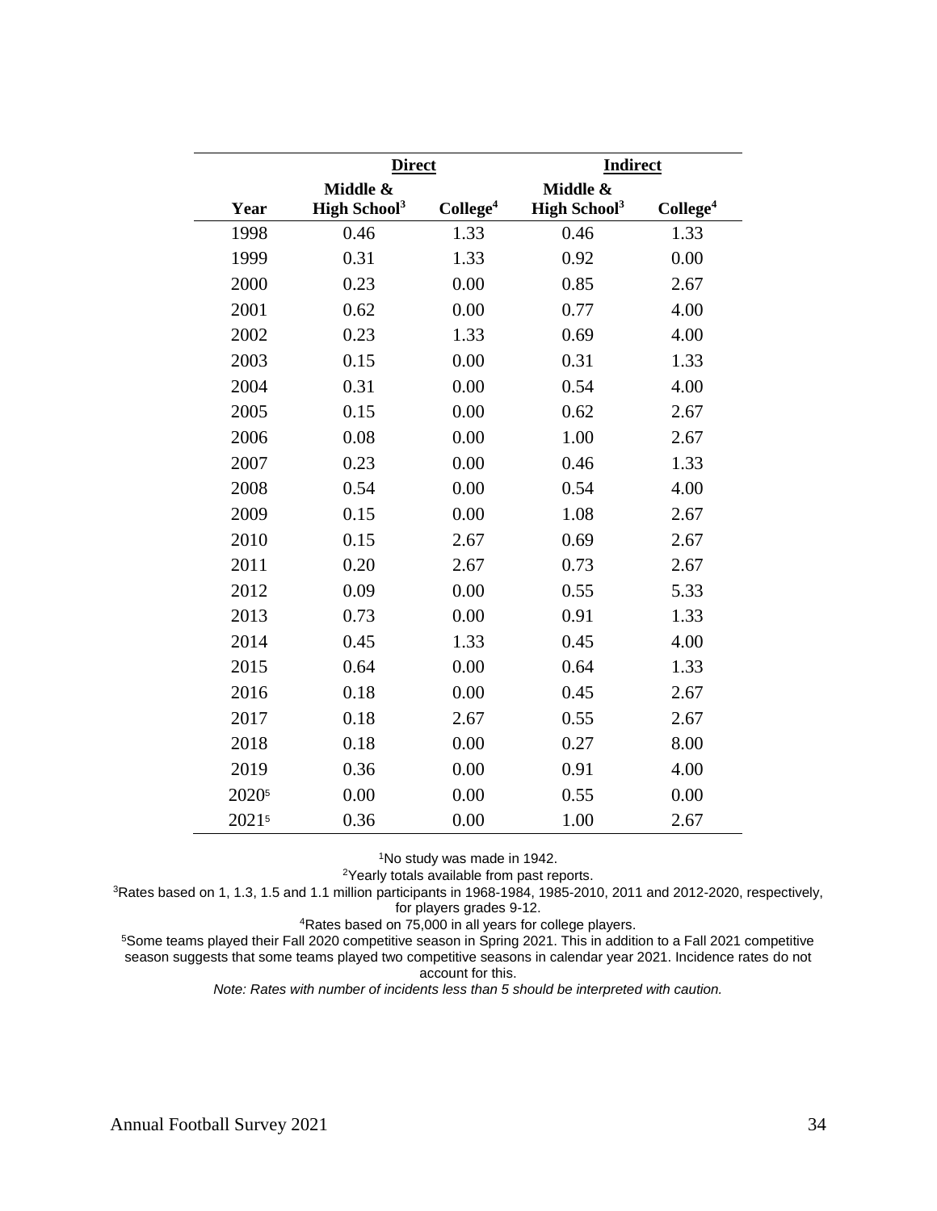| | Direct | | Indirect | |
|---|---|---|---|---|
| **Year** | **Middle & High School[3]** | **College[4]** | **Middle & High School[3]** | **College[4]** |
| 1998 | 0.46 | 1.33 | 0.46 | 1.33 |
| 1999 | 0.31 | 1.33 | 0.92 | 0.00 |
| 2000 | 0.23 | 0.00 | 0.85 | 2.67 |
| 2001 | 0.62 | 0.00 | 0.77 | 4.00 |
| 2002 | 0.23 | 1.33 | 0.69 | 4.00 |
| 2003 | 0.15 | 0.00 | 0.31 | 1.33 |
| 2004 | 0.31 | 0.00 | 0.54 | 4.00 |
| 2005 | 0.15 | 0.00 | 0.62 | 2.67 |
| 2006 | 0.08 | 0.00 | 1.00 | 2.67 |
| 2007 | 0.23 | 0.00 | 0.46 | 1.33 |
| 2008 | 0.54 | 0.00 | 0.54 | 4.00 |
| 2009 | 0.15 | 0.00 | 1.08 | 2.67 |
| 2010 | 0.15 | 2.67 | 0.69 | 2.67 |
| 2011 | 0.20 | 2.67 | 0.73 | 2.67 |
| 2012 | 0.09 | 0.00 | 0.55 | 5.33 |
| 2013 | 0.73 | 0.00 | 0.91 | 1.33 |
| 2014 | 0.45 | 1.33 | 0.45 | 4.00 |
| 2015 | 0.64 | 0.00 | 0.64 | 1.33 |
| 2016 | 0.18 | 0.00 | 0.45 | 2.67 |
| 2017 | 0.18 | 2.67 | 0.55 | 2.67 |
| 2018 | 0.18 | 0.00 | 0.27 | 8.00 |
| 2019 | 0.36 | 0.00 | 0.91 | 4.00 |
| 2020[5] | 0.00 | 0.00 | 0.55 | 0.00 |
| 2021[5] | 0.36 | 0.00 | 1.00 | 2.67 |

[1]No study was made in 1942.

[2]Yearly totals available from past reports.

[3]Rates based on 1, 1.3, 1.5 and 1.1 million participants in 1968-1984, 1985-2010, 2011 and 2012-2020, respectively, for players grades 9-12.

[4]Rates based on 75,000 in all years for college players.

[5]Some teams played their Fall 2020 competitive season in Spring 2021. This in addition to a Fall 2021 competitive season suggests that some teams played two competitive seasons in calendar year 2021. Incidence rates do not account for this.

*Note: Rates with number of incidents less than 5 should be interpreted with caution.*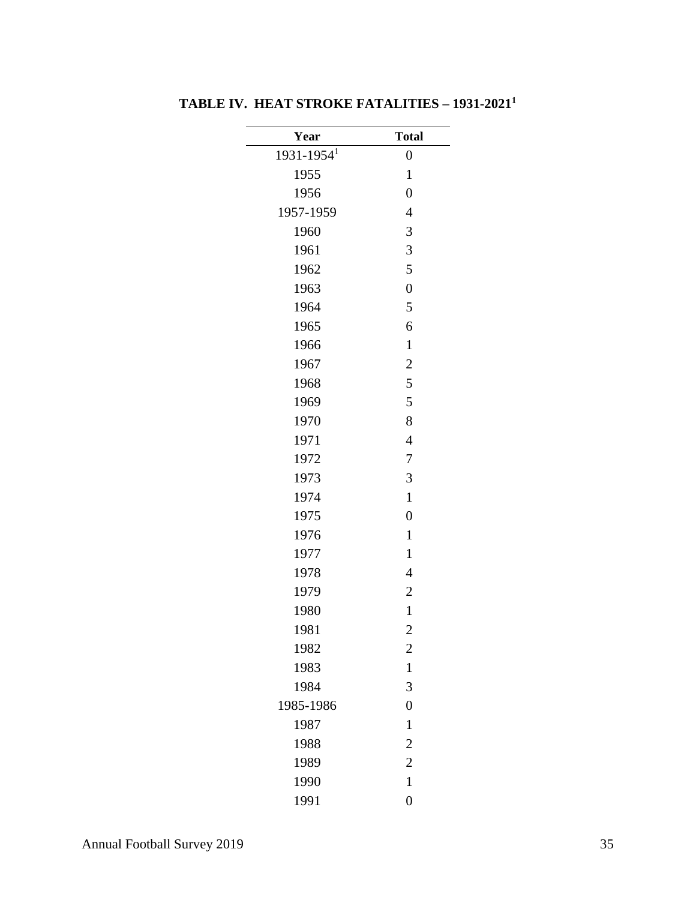### TABLE IV. HEAT STROKE FATALITIES – 1931-2021[1]

| Year | Total |
|---|---|
| 1931-1954[1] | 0 |
| 1955 | 1 |
| 1956 | 0 |
| 1957-1959 | 4 |
| 1960 | 3 |
| 1961 | 3 |
| 1962 | 5 |
| 1963 | 0 |
| 1964 | 5 |
| 1965 | 6 |
| 1966 | 1 |
| 1967 | 2 |
| 1968 | 5 |
| 1969 | 5 |
| 1970 | 8 |
| 1971 | 4 |
| 1972 | 7 |
| 1973 | 3 |
| 1974 | 1 |
| 1975 | 0 |
| 1976 | 1 |
| 1977 | 1 |
| 1978 | 4 |
| 1979 | 2 |
| 1980 | 1 |
| 1981 | 2 |
| 1982 | 2 |
| 1983 | 1 |
| 1984 | 3 |
| 1985-1986 | 0 |
| 1987 | 1 |
| 1988 | 2 |
| 1989 | 2 |
| 1990 | 1 |
| 1991 | 0 |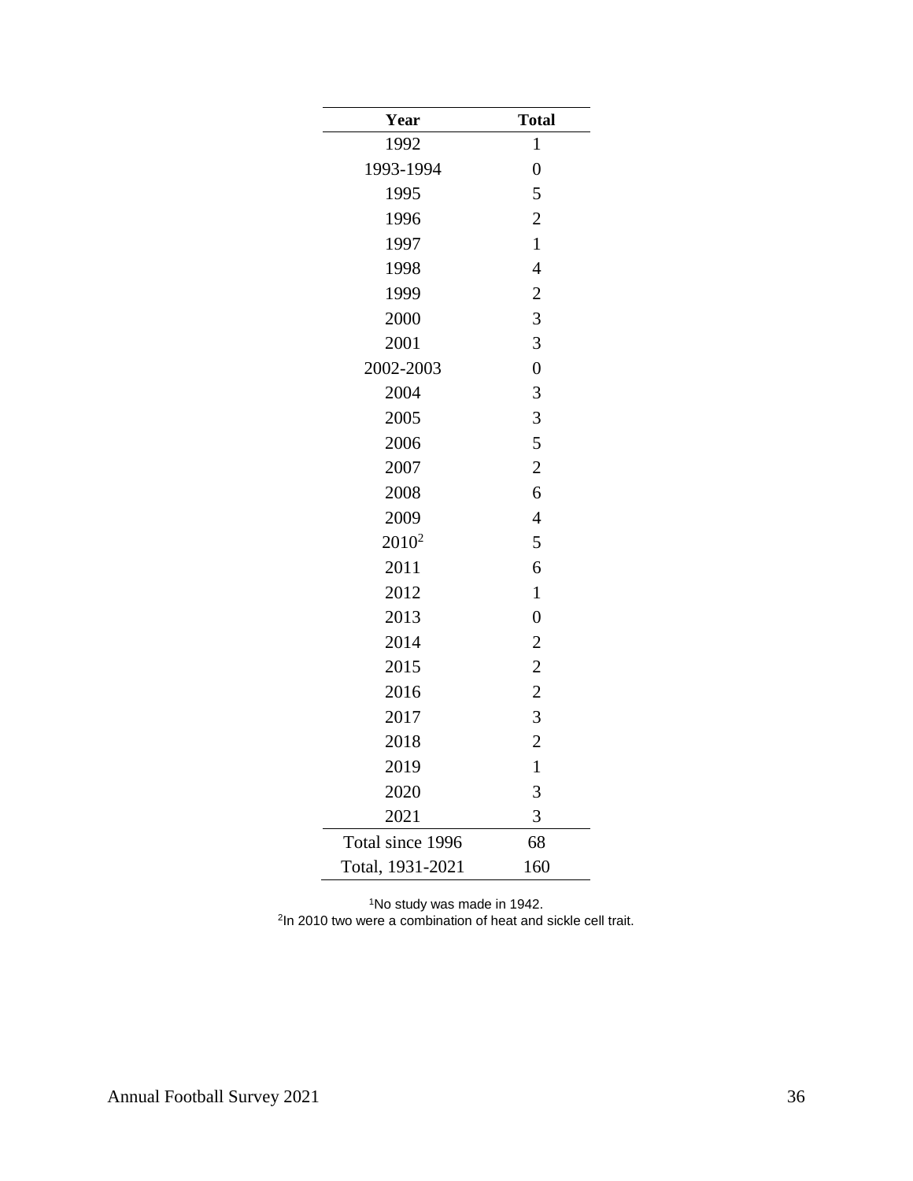| Year | Total |
|---|---|
| 1992 | 1 |
| 1993-1994 | 0 |
| 1995 | 5 |
| 1996 | 2 |
| 1997 | 1 |
| 1998 | 4 |
| 1999 | 2 |
| 2000 | 3 |
| 2001 | 3 |
| 2002-2003 | 0 |
| 2004 | 3 |
| 2005 | 3 |
| 2006 | 5 |
| 2007 | 2 |
| 2008 | 6 |
| 2009 | 4 |
| 2010[2] | 5 |
| 2011 | 6 |
| 2012 | 1 |
| 2013 | 0 |
| 2014 | 2 |
| 2015 | 2 |
| 2016 | 2 |
| 2017 | 3 |
| 2018 | 2 |
| 2019 | 1 |
| 2020 | 3 |
| 2021 | 3 |
| Total since 1996 | 68 |
| Total, 1931-2021 | 160 |

[1]No study was made in 1942.
[2]In 2010 two were a combination of heat and sickle cell trait.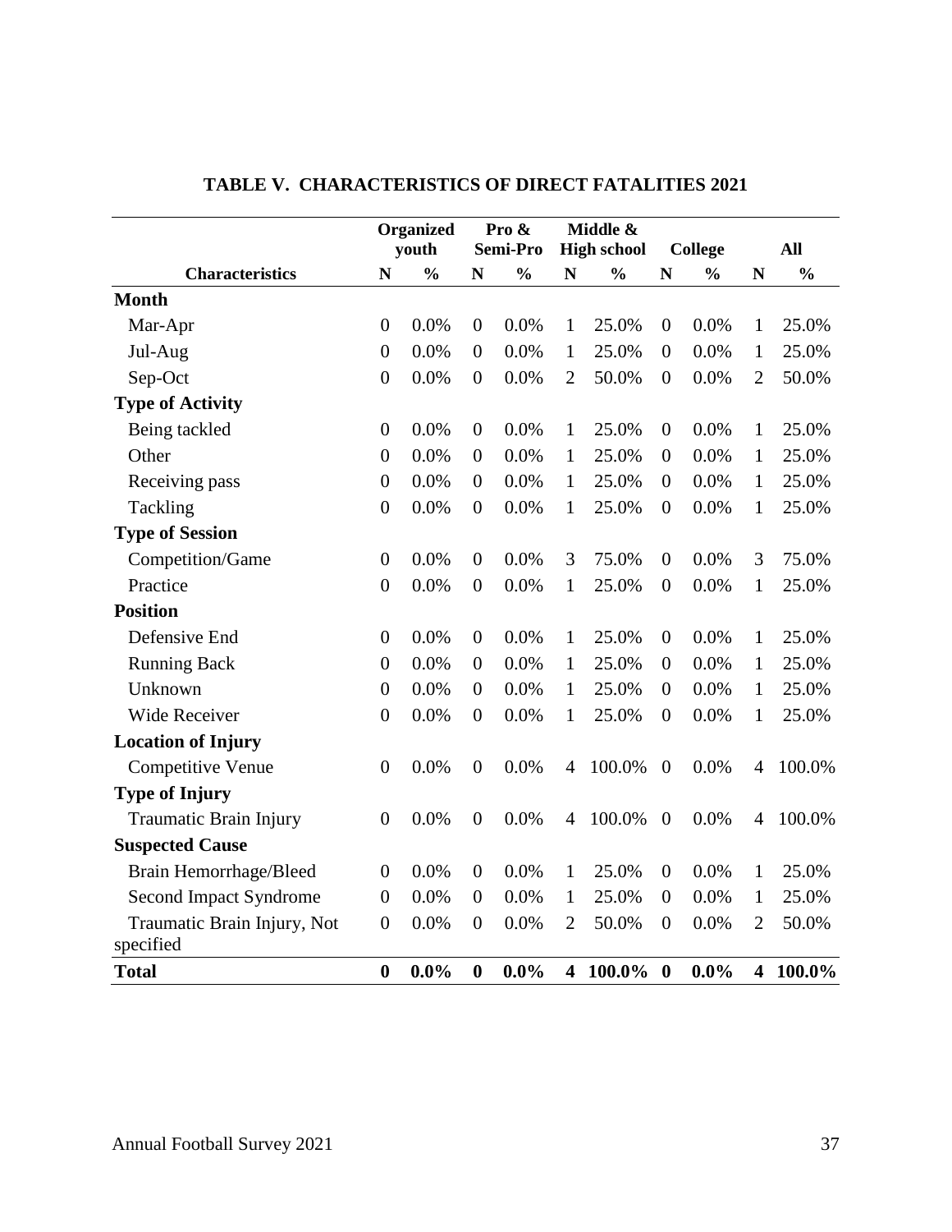# TABLE V. CHARACTERISTICS OF DIRECT FATALITIES 2021

| | Organized youth | | Pro & Semi-Pro | | Middle & High school | | College | | All | |
|---|---|---|---|---|---|---|---|---|---|---|
| **Characteristics** | **N** | **%** | **N** | **%** | **N** | **%** | **N** | **%** | **N** | **%** |
| **Month** | | | | | | | | | | |
| Mar-Apr | 0 | 0.0% | 0 | 0.0% | 1 | 25.0% | 0 | 0.0% | 1 | 25.0% |
| Jul-Aug | 0 | 0.0% | 0 | 0.0% | 1 | 25.0% | 0 | 0.0% | 1 | 25.0% |
| Sep-Oct | 0 | 0.0% | 0 | 0.0% | 2 | 50.0% | 0 | 0.0% | 2 | 50.0% |
| **Type of Activity** | | | | | | | | | | |
| Being tackled | 0 | 0.0% | 0 | 0.0% | 1 | 25.0% | 0 | 0.0% | 1 | 25.0% |
| Other | 0 | 0.0% | 0 | 0.0% | 1 | 25.0% | 0 | 0.0% | 1 | 25.0% |
| Receiving pass | 0 | 0.0% | 0 | 0.0% | 1 | 25.0% | 0 | 0.0% | 1 | 25.0% |
| Tackling | 0 | 0.0% | 0 | 0.0% | 1 | 25.0% | 0 | 0.0% | 1 | 25.0% |
| **Type of Session** | | | | | | | | | | |
| Competition/Game | 0 | 0.0% | 0 | 0.0% | 3 | 75.0% | 0 | 0.0% | 3 | 75.0% |
| Practice | 0 | 0.0% | 0 | 0.0% | 1 | 25.0% | 0 | 0.0% | 1 | 25.0% |
| **Position** | | | | | | | | | | |
| Defensive End | 0 | 0.0% | 0 | 0.0% | 1 | 25.0% | 0 | 0.0% | 1 | 25.0% |
| Running Back | 0 | 0.0% | 0 | 0.0% | 1 | 25.0% | 0 | 0.0% | 1 | 25.0% |
| Unknown | 0 | 0.0% | 0 | 0.0% | 1 | 25.0% | 0 | 0.0% | 1 | 25.0% |
| Wide Receiver | 0 | 0.0% | 0 | 0.0% | 1 | 25.0% | 0 | 0.0% | 1 | 25.0% |
| **Location of Injury** | | | | | | | | | | |
| Competitive Venue | 0 | 0.0% | 0 | 0.0% | 4 | 100.0% | 0 | 0.0% | 4 | 100.0% |
| **Type of Injury** | | | | | | | | | | |
| Traumatic Brain Injury | 0 | 0.0% | 0 | 0.0% | 4 | 100.0% | 0 | 0.0% | 4 | 100.0% |
| **Suspected Cause** | | | | | | | | | | |
| Brain Hemorrhage/Bleed | 0 | 0.0% | 0 | 0.0% | 1 | 25.0% | 0 | 0.0% | 1 | 25.0% |
| Second Impact Syndrome | 0 | 0.0% | 0 | 0.0% | 1 | 25.0% | 0 | 0.0% | 1 | 25.0% |
| Traumatic Brain Injury, Not specified | 0 | 0.0% | 0 | 0.0% | 2 | 50.0% | 0 | 0.0% | 2 | 50.0% |
| **Total** | **0** | **0.0%** | **0** | **0.0%** | **4** | **100.0%** | **0** | **0.0%** | **4** | **100.0%** |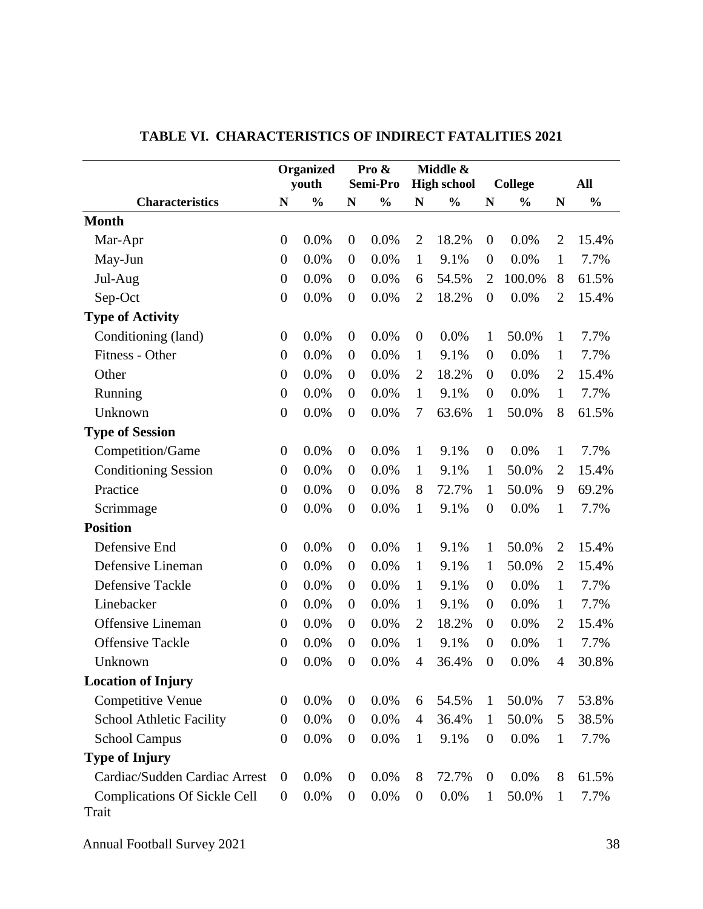## TABLE VI. CHARACTERISTICS OF INDIRECT FATALITIES 2021

| | Organized youth | | Pro & Semi-Pro | | Middle & High school | | College | | All | |
|---|---|---|---|---|---|---|---|---|---|---|
| **Characteristics** | **N** | **%** | **N** | **%** | **N** | **%** | **N** | **%** | **N** | **%** |
| **Month** | | | | | | | | | | |
| Mar-Apr | 0 | 0.0% | 0 | 0.0% | 2 | 18.2% | 0 | 0.0% | 2 | 15.4% |
| May-Jun | 0 | 0.0% | 0 | 0.0% | 1 | 9.1% | 0 | 0.0% | 1 | 7.7% |
| Jul-Aug | 0 | 0.0% | 0 | 0.0% | 6 | 54.5% | 2 | 100.0% | 8 | 61.5% |
| Sep-Oct | 0 | 0.0% | 0 | 0.0% | 2 | 18.2% | 0 | 0.0% | 2 | 15.4% |
| **Type of Activity** | | | | | | | | | | |
| Conditioning (land) | 0 | 0.0% | 0 | 0.0% | 0 | 0.0% | 1 | 50.0% | 1 | 7.7% |
| Fitness - Other | 0 | 0.0% | 0 | 0.0% | 1 | 9.1% | 0 | 0.0% | 1 | 7.7% |
| Other | 0 | 0.0% | 0 | 0.0% | 2 | 18.2% | 0 | 0.0% | 2 | 15.4% |
| Running | 0 | 0.0% | 0 | 0.0% | 1 | 9.1% | 0 | 0.0% | 1 | 7.7% |
| Unknown | 0 | 0.0% | 0 | 0.0% | 7 | 63.6% | 1 | 50.0% | 8 | 61.5% |
| **Type of Session** | | | | | | | | | | |
| Competition/Game | 0 | 0.0% | 0 | 0.0% | 1 | 9.1% | 0 | 0.0% | 1 | 7.7% |
| Conditioning Session | 0 | 0.0% | 0 | 0.0% | 1 | 9.1% | 1 | 50.0% | 2 | 15.4% |
| Practice | 0 | 0.0% | 0 | 0.0% | 8 | 72.7% | 1 | 50.0% | 9 | 69.2% |
| Scrimmage | 0 | 0.0% | 0 | 0.0% | 1 | 9.1% | 0 | 0.0% | 1 | 7.7% |
| **Position** | | | | | | | | | | |
| Defensive End | 0 | 0.0% | 0 | 0.0% | 1 | 9.1% | 1 | 50.0% | 2 | 15.4% |
| Defensive Lineman | 0 | 0.0% | 0 | 0.0% | 1 | 9.1% | 1 | 50.0% | 2 | 15.4% |
| Defensive Tackle | 0 | 0.0% | 0 | 0.0% | 1 | 9.1% | 0 | 0.0% | 1 | 7.7% |
| Linebacker | 0 | 0.0% | 0 | 0.0% | 1 | 9.1% | 0 | 0.0% | 1 | 7.7% |
| Offensive Lineman | 0 | 0.0% | 0 | 0.0% | 2 | 18.2% | 0 | 0.0% | 2 | 15.4% |
| Offensive Tackle | 0 | 0.0% | 0 | 0.0% | 1 | 9.1% | 0 | 0.0% | 1 | 7.7% |
| Unknown | 0 | 0.0% | 0 | 0.0% | 4 | 36.4% | 0 | 0.0% | 4 | 30.8% |
| **Location of Injury** | | | | | | | | | | |
| Competitive Venue | 0 | 0.0% | 0 | 0.0% | 6 | 54.5% | 1 | 50.0% | 7 | 53.8% |
| School Athletic Facility | 0 | 0.0% | 0 | 0.0% | 4 | 36.4% | 1 | 50.0% | 5 | 38.5% |
| School Campus | 0 | 0.0% | 0 | 0.0% | 1 | 9.1% | 0 | 0.0% | 1 | 7.7% |
| **Type of Injury** | | | | | | | | | | |
| Cardiac/Sudden Cardiac Arrest | 0 | 0.0% | 0 | 0.0% | 8 | 72.7% | 0 | 0.0% | 8 | 61.5% |
| Complications Of Sickle Cell Trait | 0 | 0.0% | 0 | 0.0% | 0 | 0.0% | 1 | 50.0% | 1 | 7.7% |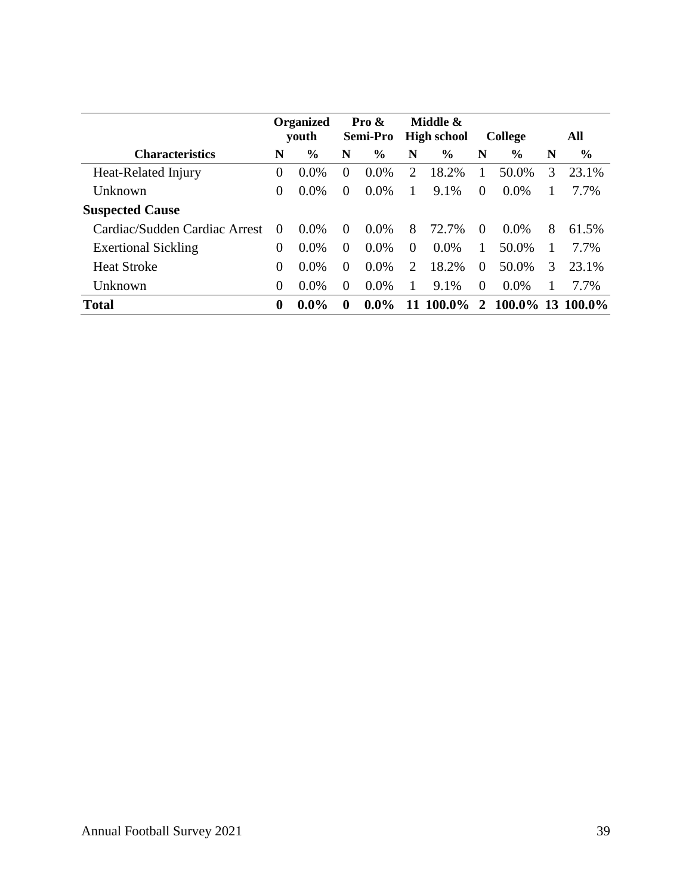| Characteristics | Organized youth | | Pro & Semi-Pro | | Middle & High school | | College | | All | |
|---|---|---|---|---|---|---|---|---|---|---|
| | N | % | N | % | N | % | N | % | N | % |
| Heat-Related Injury | 0 | 0.0% | 0 | 0.0% | 2 | 18.2% | 1 | 50.0% | 3 | 23.1% |
| Unknown | 0 | 0.0% | 0 | 0.0% | 1 | 9.1% | 0 | 0.0% | 1 | 7.7% |
| **Suspected Cause** | | | | | | | | | | |
| Cardiac/Sudden Cardiac Arrest | 0 | 0.0% | 0 | 0.0% | 8 | 72.7% | 0 | 0.0% | 8 | 61.5% |
| Exertional Sickling | 0 | 0.0% | 0 | 0.0% | 0 | 0.0% | 1 | 50.0% | 1 | 7.7% |
| Heat Stroke | 0 | 0.0% | 0 | 0.0% | 2 | 18.2% | 0 | 50.0% | 3 | 23.1% |
| Unknown | 0 | 0.0% | 0 | 0.0% | 1 | 9.1% | 0 | 0.0% | 1 | 7.7% |
| **Total** | **0** | **0.0%** | **0** | **0.0%** | **11** | **100.0%** | **2** | **100.0%** | **13** | **100.0%** |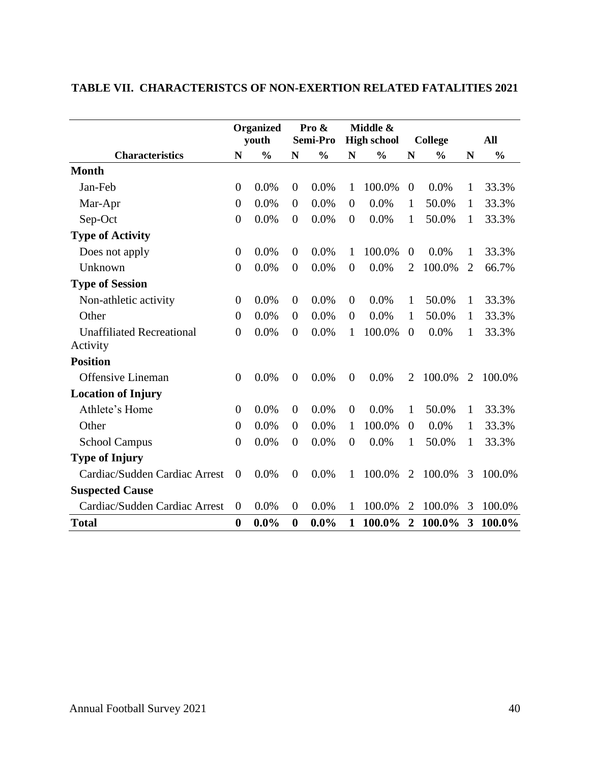**TABLE VII. CHARACTERISTCS OF NON-EXERTION RELATED FATALITIES 2021**

| | Organized youth | | Pro & Semi-Pro | | Middle & High school | | College | | All | |
|---|---|---|---|---|---|---|---|---|---|---|
| **Characteristics** | **N** | **%** | **N** | **%** | **N** | **%** | **N** | **%** | **N** | **%** |
| **Month** | | | | | | | | | | |
| Jan-Feb | 0 | 0.0% | 0 | 0.0% | 1 | 100.0% | 0 | 0.0% | 1 | 33.3% |
| Mar-Apr | 0 | 0.0% | 0 | 0.0% | 0 | 0.0% | 1 | 50.0% | 1 | 33.3% |
| Sep-Oct | 0 | 0.0% | 0 | 0.0% | 0 | 0.0% | 1 | 50.0% | 1 | 33.3% |
| **Type of Activity** | | | | | | | | | | |
| Does not apply | 0 | 0.0% | 0 | 0.0% | 1 | 100.0% | 0 | 0.0% | 1 | 33.3% |
| Unknown | 0 | 0.0% | 0 | 0.0% | 0 | 0.0% | 2 | 100.0% | 2 | 66.7% |
| **Type of Session** | | | | | | | | | | |
| Non-athletic activity | 0 | 0.0% | 0 | 0.0% | 0 | 0.0% | 1 | 50.0% | 1 | 33.3% |
| Other | 0 | 0.0% | 0 | 0.0% | 0 | 0.0% | 1 | 50.0% | 1 | 33.3% |
| Unaffiliated Recreational Activity | 0 | 0.0% | 0 | 0.0% | 1 | 100.0% | 0 | 0.0% | 1 | 33.3% |
| **Position** | | | | | | | | | | |
| Offensive Lineman | 0 | 0.0% | 0 | 0.0% | 0 | 0.0% | 2 | 100.0% | 2 | 100.0% |
| **Location of Injury** | | | | | | | | | | |
| Athlete's Home | 0 | 0.0% | 0 | 0.0% | 0 | 0.0% | 1 | 50.0% | 1 | 33.3% |
| Other | 0 | 0.0% | 0 | 0.0% | 1 | 100.0% | 0 | 0.0% | 1 | 33.3% |
| School Campus | 0 | 0.0% | 0 | 0.0% | 0 | 0.0% | 1 | 50.0% | 1 | 33.3% |
| **Type of Injury** | | | | | | | | | | |
| Cardiac/Sudden Cardiac Arrest | 0 | 0.0% | 0 | 0.0% | 1 | 100.0% | 2 | 100.0% | 3 | 100.0% |
| **Suspected Cause** | | | | | | | | | | |
| Cardiac/Sudden Cardiac Arrest | 0 | 0.0% | 0 | 0.0% | 1 | 100.0% | 2 | 100.0% | 3 | 100.0% |
| **Total** | **0** | **0.0%** | **0** | **0.0%** | **1** | **100.0%** | **2** | **100.0%** | **3** | **100.0%** |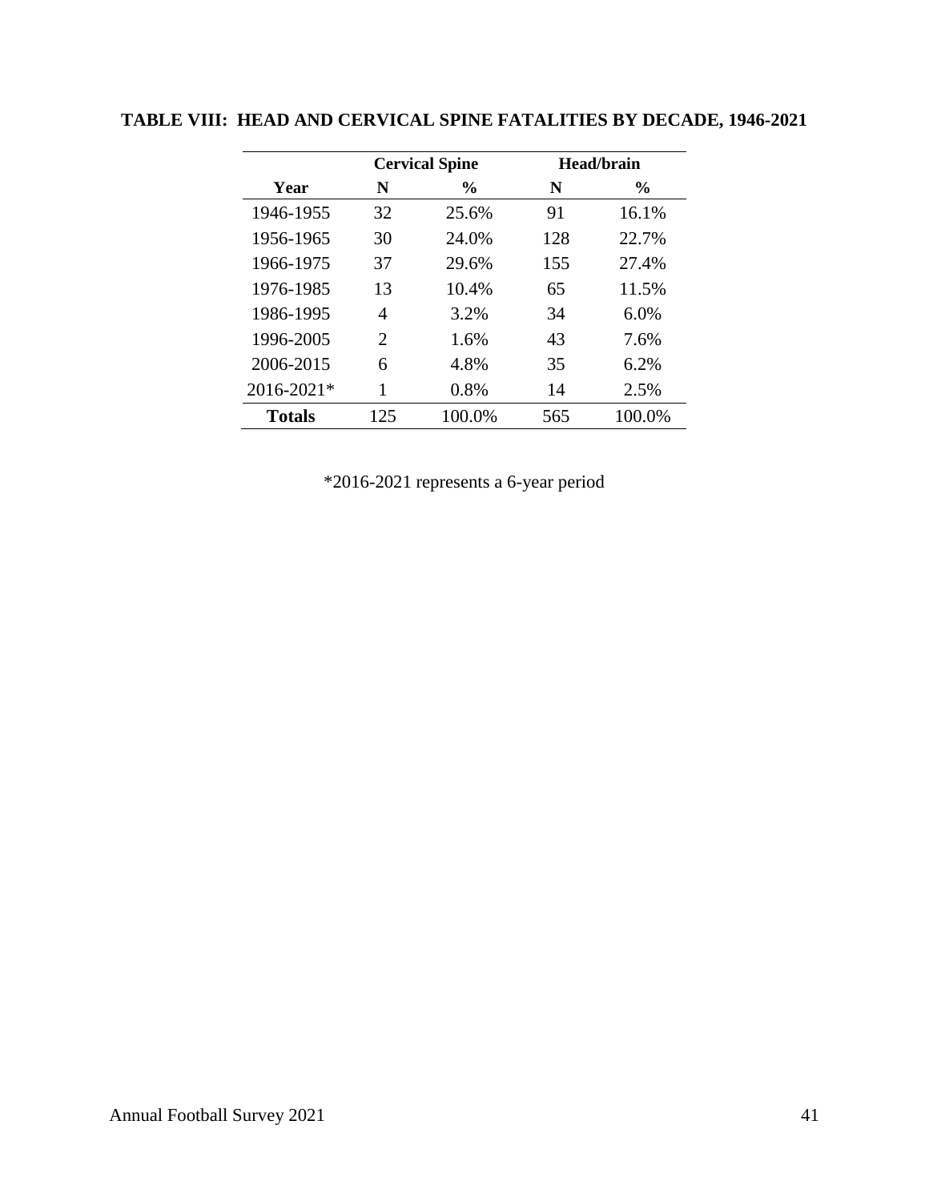**TABLE VIII: HEAD AND CERVICAL SPINE FATALITIES BY DECADE, 1946-2021**

| | Cervical Spine | | Head/brain | |
|---|---|---|---|---|
| **Year** | **N** | **%** | **N** | **%** |
| 1946-1955 | 32 | 25.6% | 91 | 16.1% |
| 1956-1965 | 30 | 24.0% | 128 | 22.7% |
| 1966-1975 | 37 | 29.6% | 155 | 27.4% |
| 1976-1985 | 13 | 10.4% | 65 | 11.5% |
| 1986-1995 | 4 | 3.2% | 34 | 6.0% |
| 1996-2005 | 2 | 1.6% | 43 | 7.6% |
| 2006-2015 | 6 | 4.8% | 35 | 6.2% |
| 2016-2021* | 1 | 0.8% | 14 | 2.5% |
| **Totals** | 125 | 100.0% | 565 | 100.0% |

*2016-2021 represents a 6-year period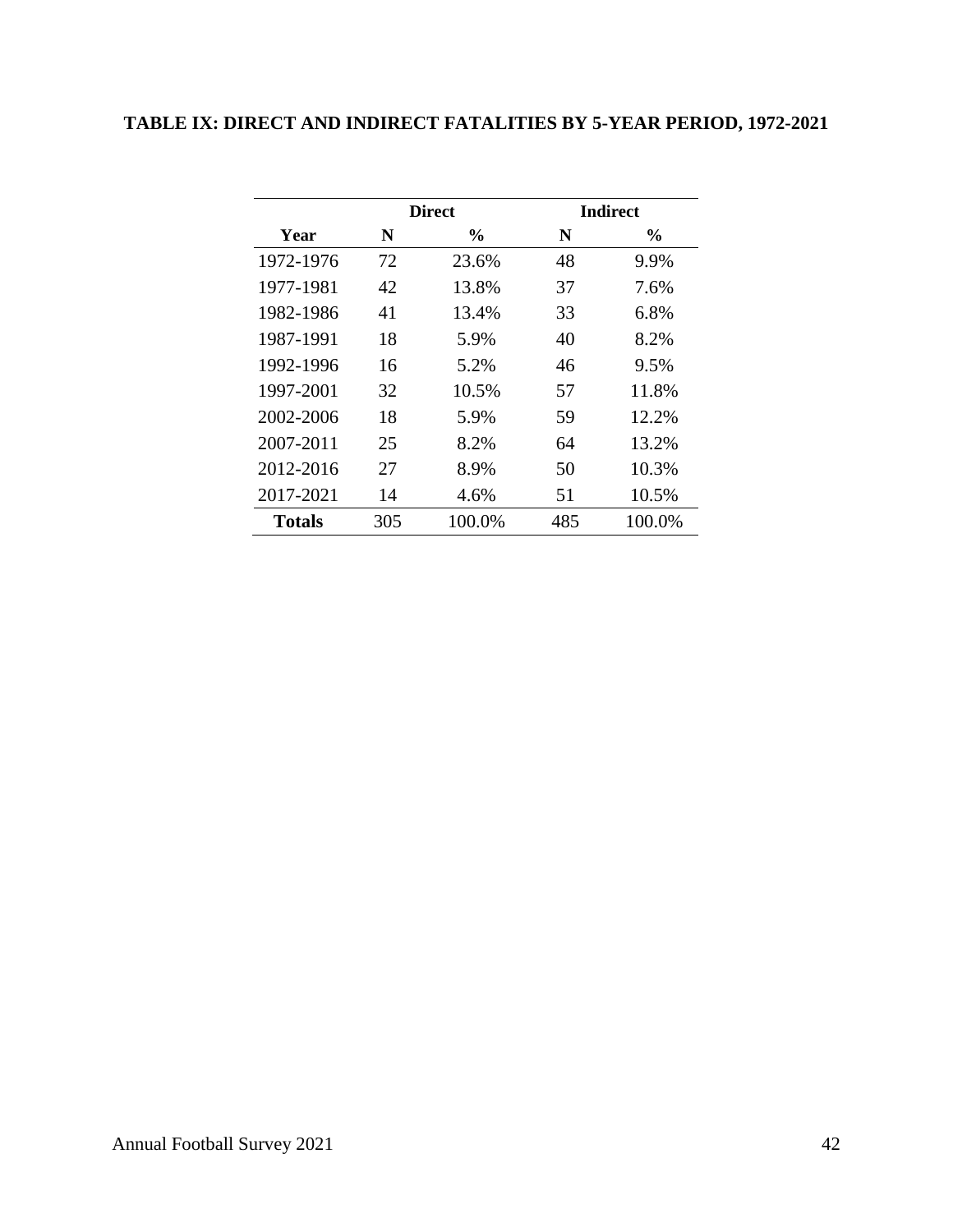**TABLE IX: DIRECT AND INDIRECT FATALITIES BY 5-YEAR PERIOD, 1972-2021**

| | Direct | | Indirect | |
|---|---|---|---|---|
| **Year** | **N** | **%** | **N** | **%** |
| 1972-1976 | 72 | 23.6% | 48 | 9.9% |
| 1977-1981 | 42 | 13.8% | 37 | 7.6% |
| 1982-1986 | 41 | 13.4% | 33 | 6.8% |
| 1987-1991 | 18 | 5.9% | 40 | 8.2% |
| 1992-1996 | 16 | 5.2% | 46 | 9.5% |
| 1997-2001 | 32 | 10.5% | 57 | 11.8% |
| 2002-2006 | 18 | 5.9% | 59 | 12.2% |
| 2007-2011 | 25 | 8.2% | 64 | 13.2% |
| 2012-2016 | 27 | 8.9% | 50 | 10.3% |
| 2017-2021 | 14 | 4.6% | 51 | 10.5% |
| **Totals** | 305 | 100.0% | 485 | 100.0% |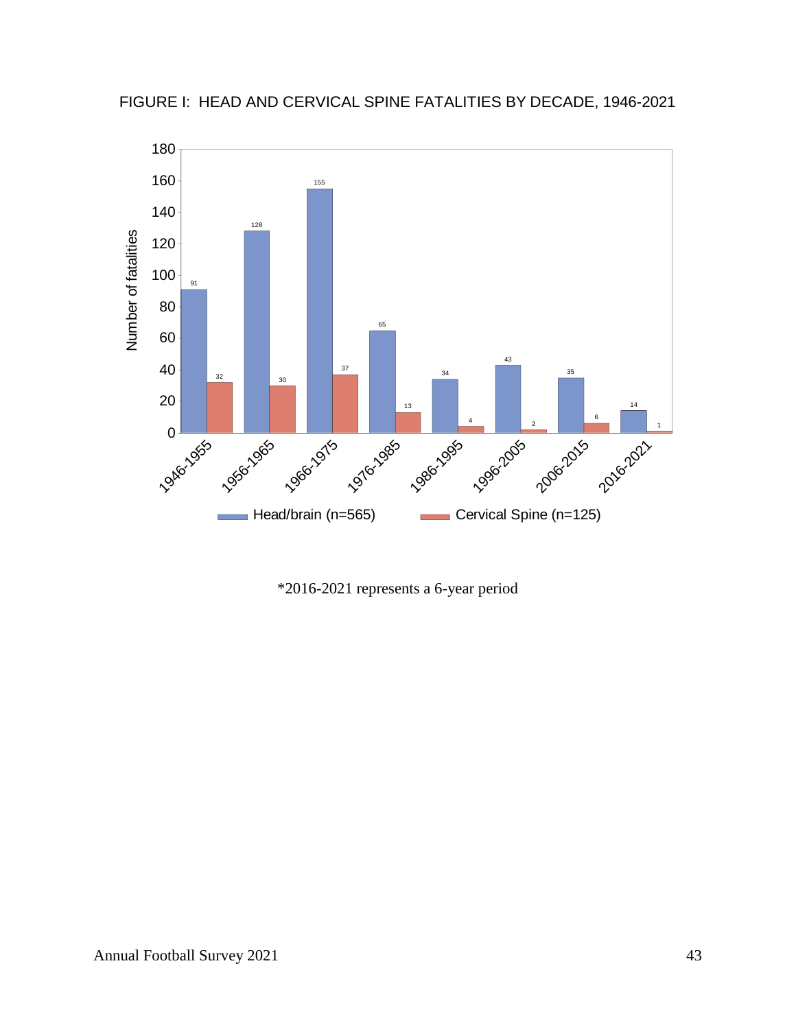FIGURE I: HEAD AND CERVICAL SPINE FATALITIES BY DECADE, 1946-2021

| Decade | Head/brain (n=565) | Cervical Spine (n=125) |
|---|---|---|
| 1946-1955 | 91 | 32 |
| 1956-1965 | 128 | 30 |
| 1966-1975 | 155 | 37 |
| 1976-1985 | 65 | 13 |
| 1986-1995 | 34 | 4 |
| 1996-2005 | 43 | 2 |
| 2006-2015 | 35 | 6 |
| 2016-2021 | 14 | 1 |

*2016-2021 represents a 6-year period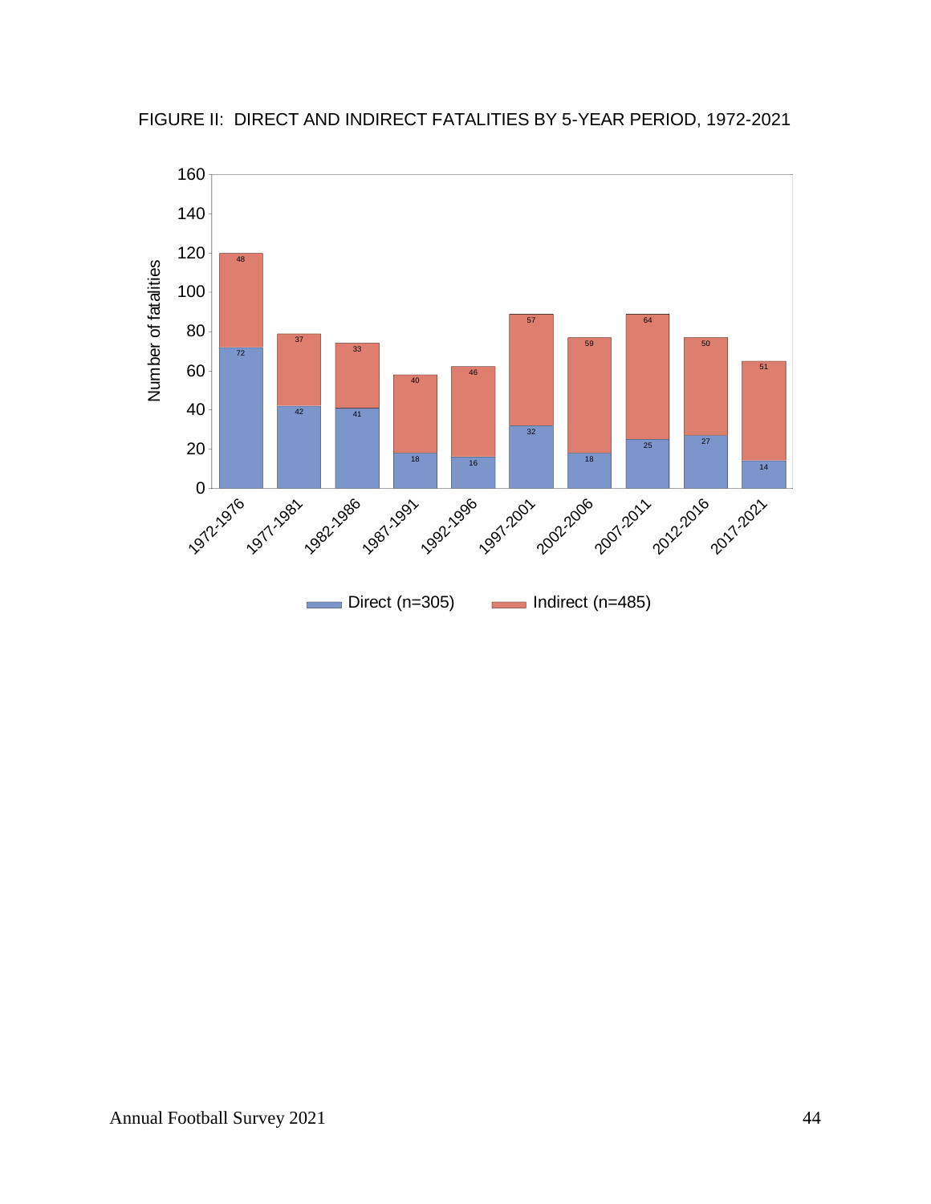FIGURE II: DIRECT AND INDIRECT FATALITIES BY 5-YEAR PERIOD, 1972-2021

Number of fatalities

160
140
120
100
80
60
40
20
0

48
72
37
42
33
41
40
18
46
16
57
32
59
18
64
25
50
27
51
14

1972-1976
1977-1981
1982-1986
1987-1991
1992-1996
1997-2001
2002-2006
2007-2011
2012-2016
2017-2021

Direct (n=305)
Indirect (n=485)